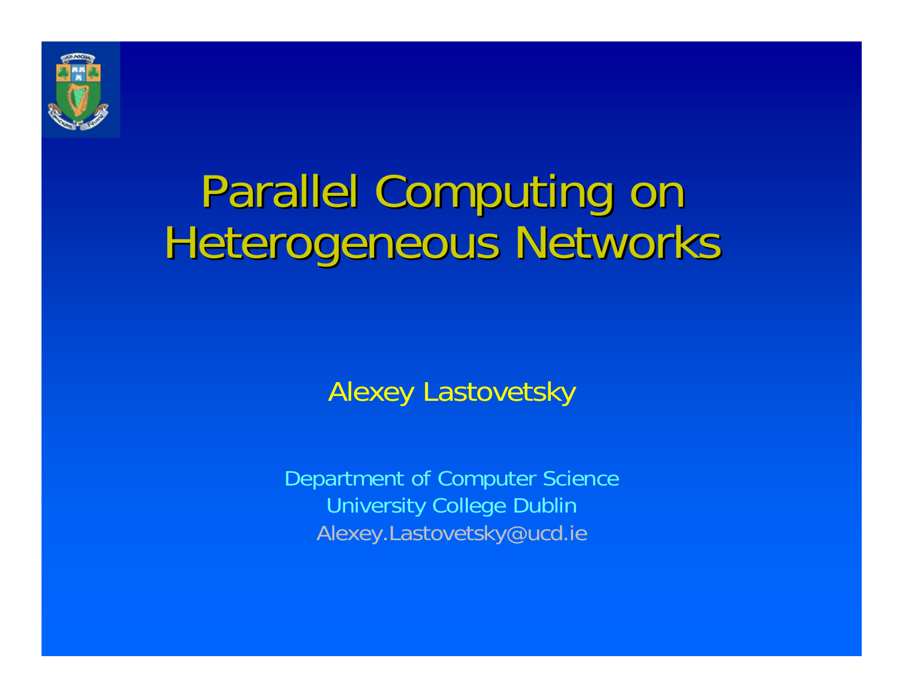# Parallel Computing on Heterogeneous Networks

Alexey Lastovetsky

Department of Computer Science
University College Dublin
Alexey.Lastovetsky@ucd.ie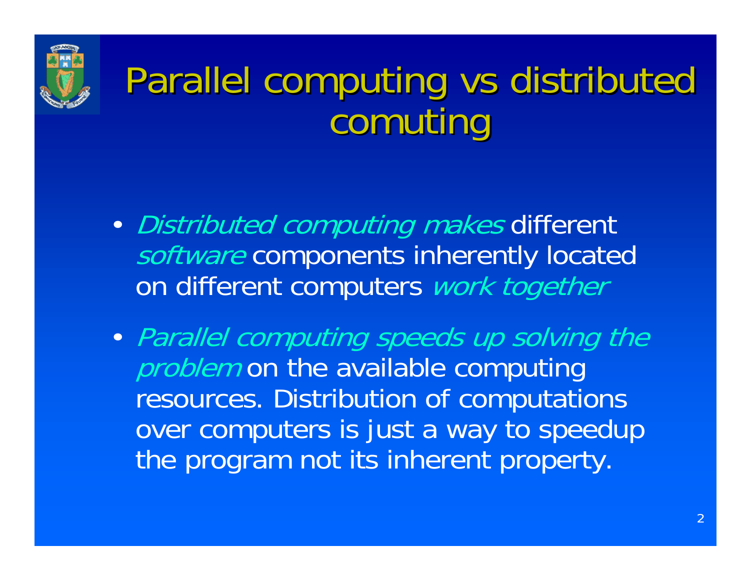# Parallel computing vs distributed comuting

- *Distributed computing makes* different *software* components inherently located on different computers *work together*
- *Parallel computing speeds up solving the problem* on the available computing resources. Distribution of computations over computers is just a way to speedup the program not its inherent property.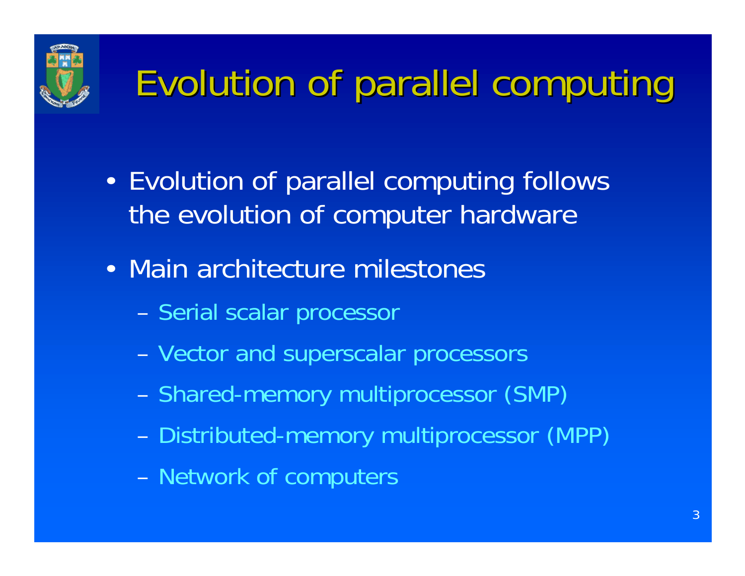# Evolution of parallel computing

- Evolution of parallel computing follows the evolution of computer hardware
- Main architecture milestones
  - Serial scalar processor
  - Vector and superscalar processors
  - Shared-memory multiprocessor (SMP)
  - Distributed-memory multiprocessor (MPP)
  - Network of computers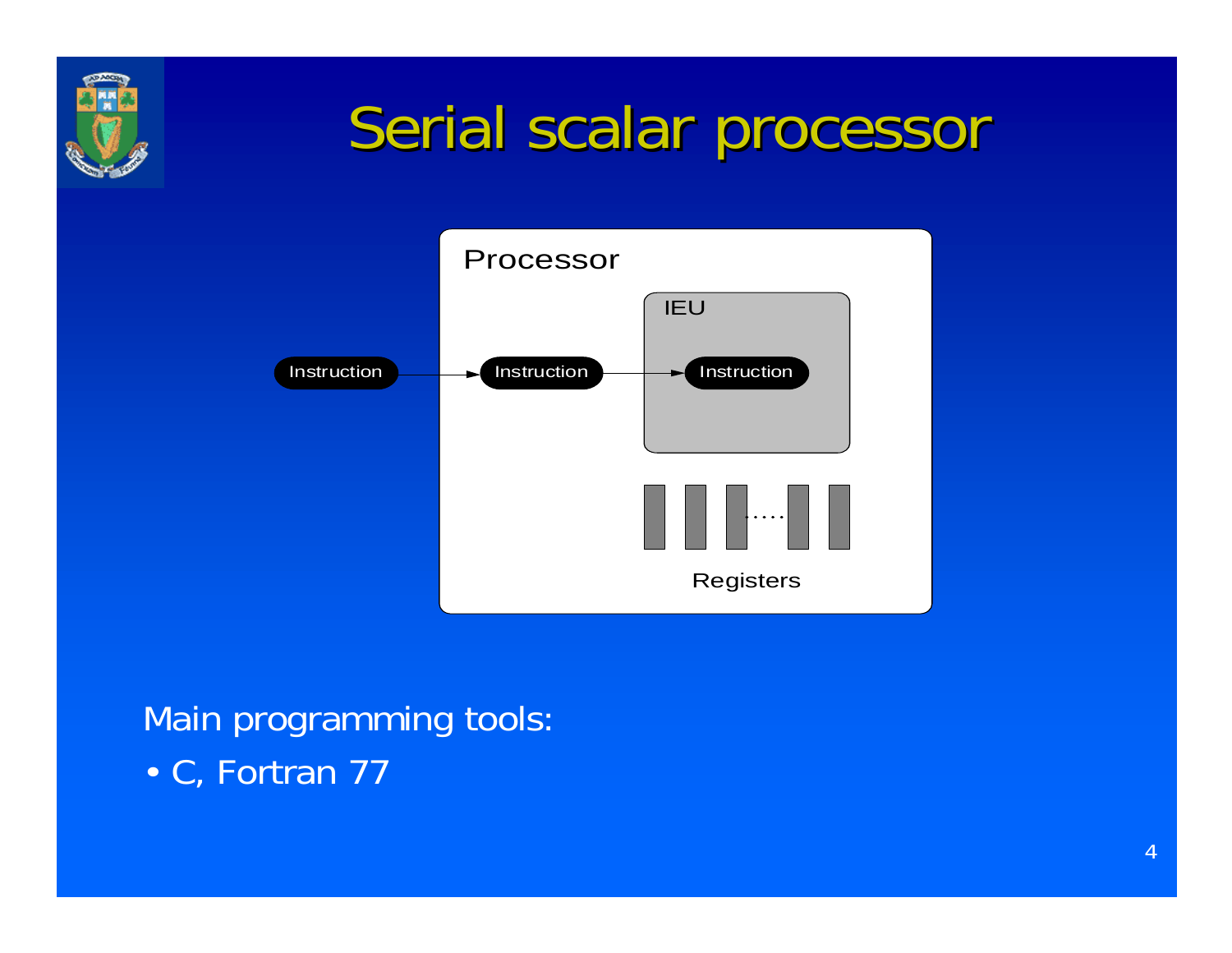# Serial scalar processor

Processor

IEU

Instruction

Instruction

Instruction

Registers

Main programming tools:

- C, Fortran 77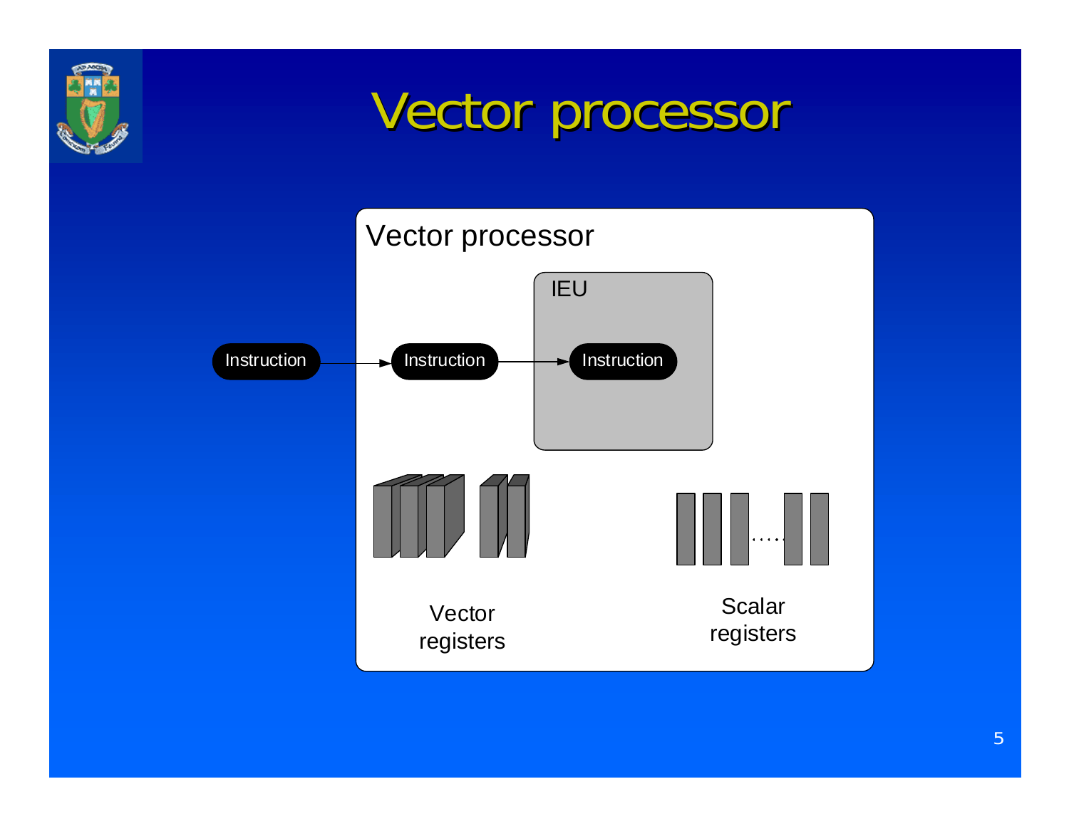# Vector processor

Vector processor

IEU

Instruction

Instruction

Instruction

Vector registers

Scalar registers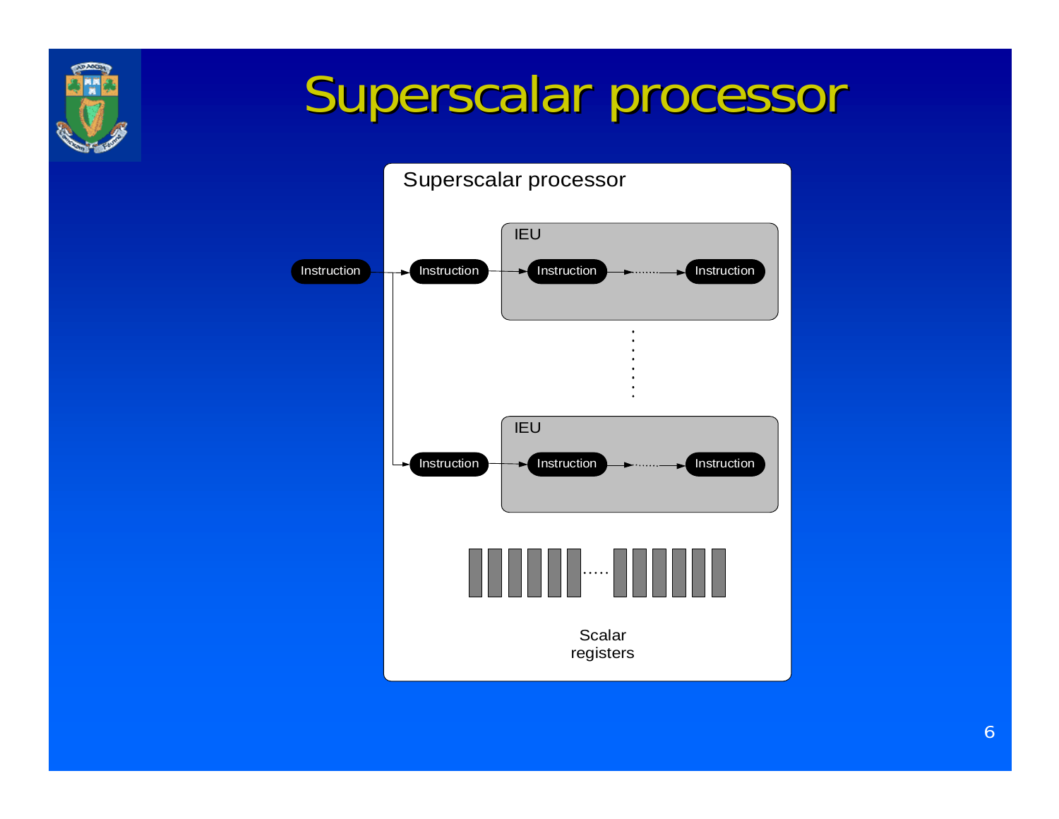# Superscalar processor

Superscalar processor

IEU

Instruction

Instruction

Instruction

Instruction

IEU

Instruction

Instruction

Instruction

Scalar registers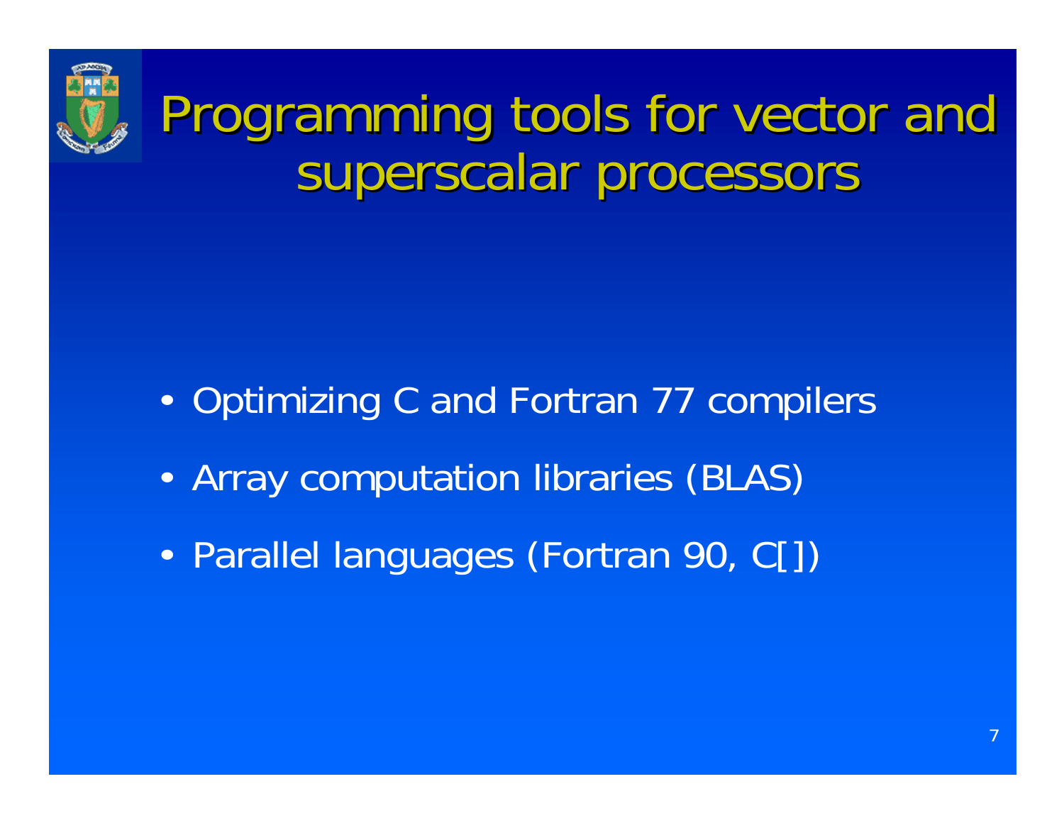# Programming tools for vector and superscalar processors

- Optimizing C and Fortran 77 compilers
- Array computation libraries (BLAS)
- Parallel languages (Fortran 90, C[])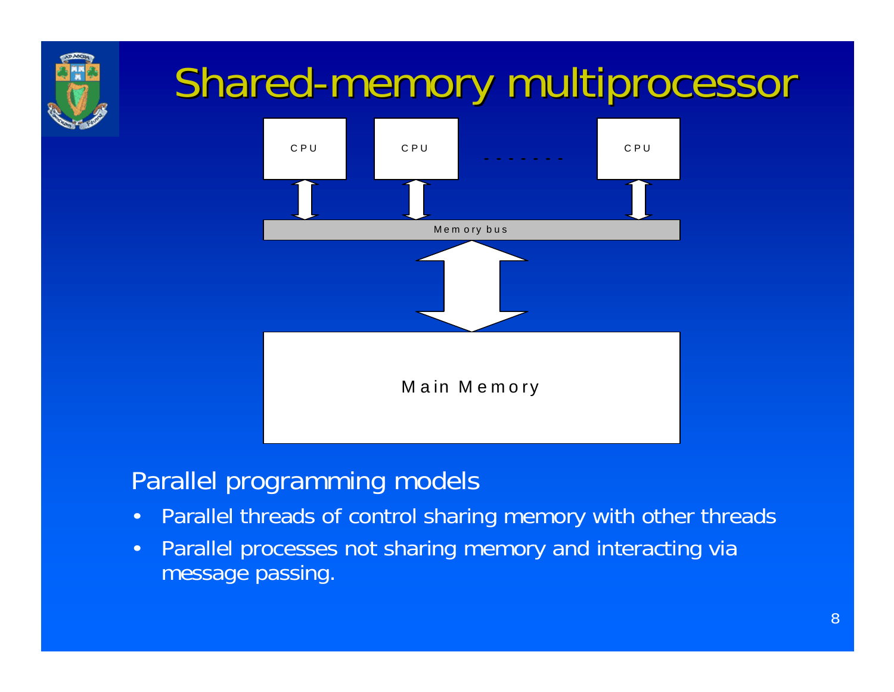# Shared-memory multiprocessor

CPU

CPU

- - - - - - -

CPU

Memory bus

Main Memory

Parallel programming models

- Parallel threads of control sharing memory with other threads
- Parallel processes not sharing memory and interacting via message passing.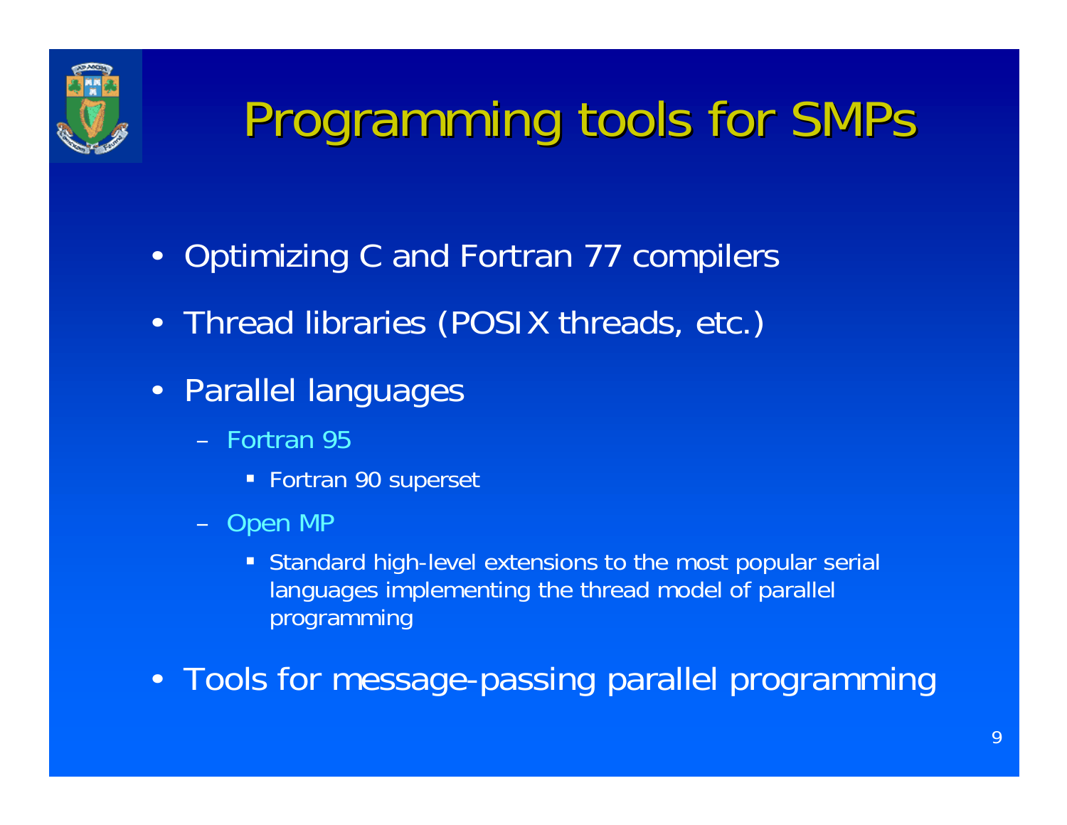# Programming tools for SMPs

- Optimizing C and Fortran 77 compilers
- Thread libraries (POSIX threads, etc.)
- Parallel languages
  - Fortran 95
    - Fortran 90 superset
  - Open MP
    - Standard high-level extensions to the most popular serial languages implementing the thread model of parallel programming
- Tools for message-passing parallel programming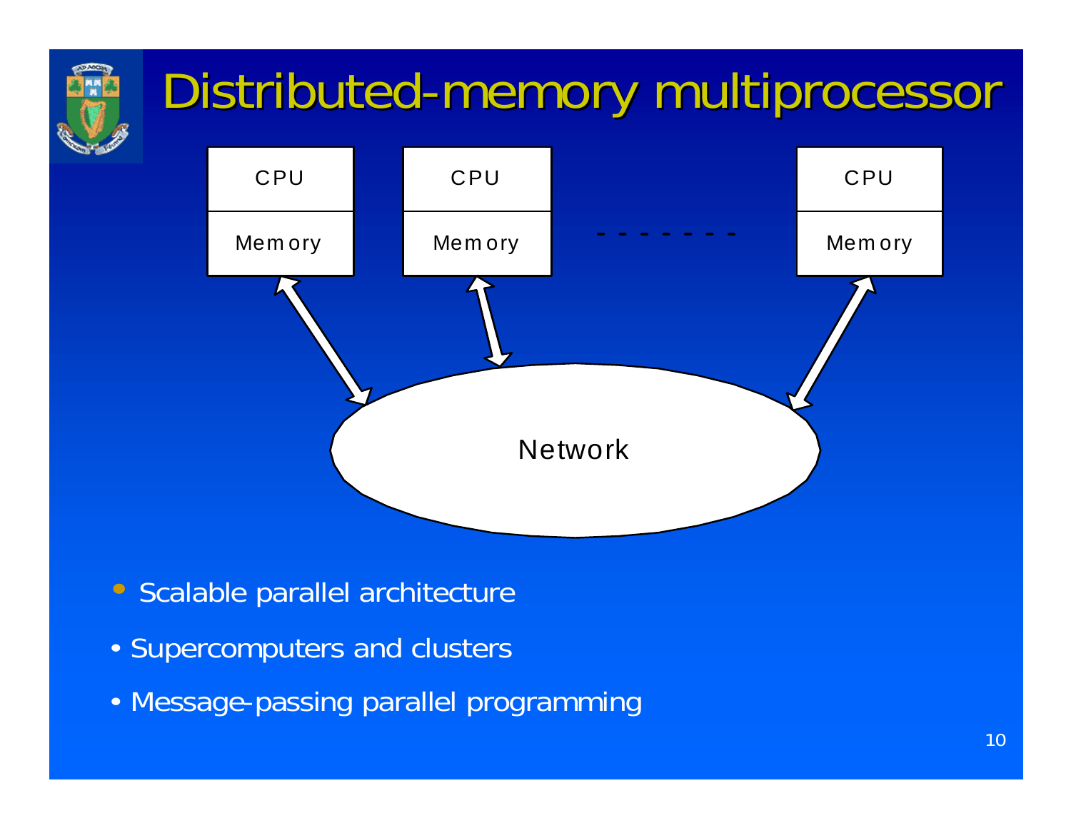# Distributed-memory multiprocessor

CPU

Memory

CPU

Memory

- - - - - - -

CPU

Memory

Network

- Scalable parallel architecture
- Supercomputers and clusters
- Message-passing parallel programming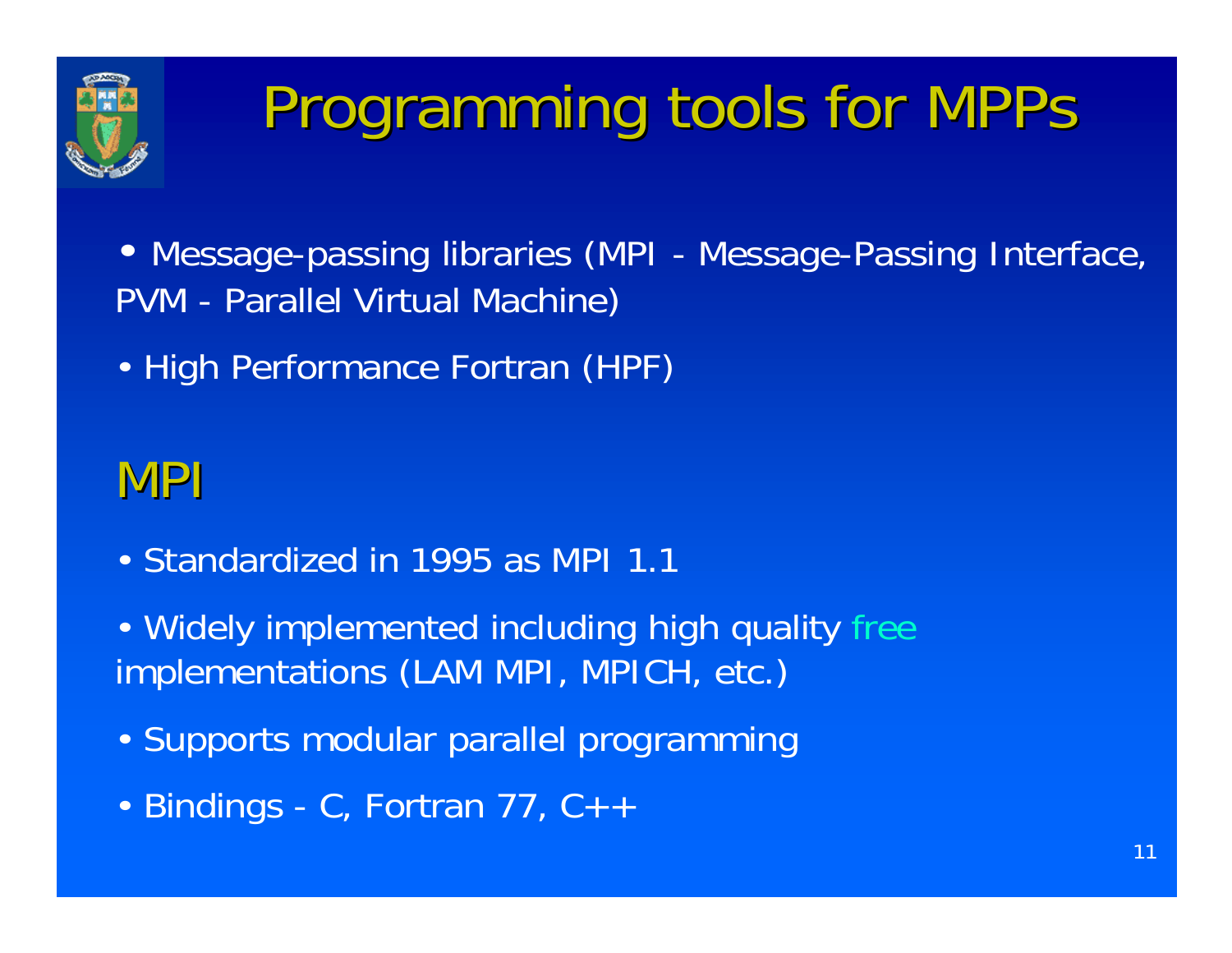# Programming tools for MPPs

- Message-passing libraries (MPI - Message-Passing Interface, PVM - Parallel Virtual Machine)
- High Performance Fortran (HPF)

## MPI

- Standardized in 1995 as MPI 1.1
- Widely implemented including high quality free implementations (LAM MPI, MPICH, etc.)
- Supports modular parallel programming
- Bindings - C, Fortran 77, C++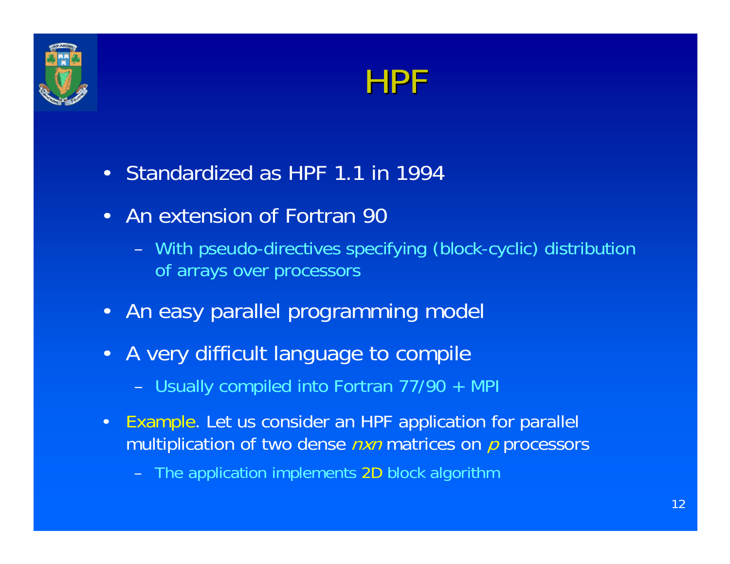# HPF

- Standardized as HPF 1.1 in 1994
- An extension of Fortran 90
  - With pseudo-directives specifying (block-cyclic) distribution of arrays over processors
- An easy parallel programming model
- A very difficult language to compile
  - Usually compiled into Fortran 77/90 + MPI
- Example. Let us consider an HPF application for parallel multiplication of two dense *nxn* matrices on *p* processors
  - The application implements 2D block algorithm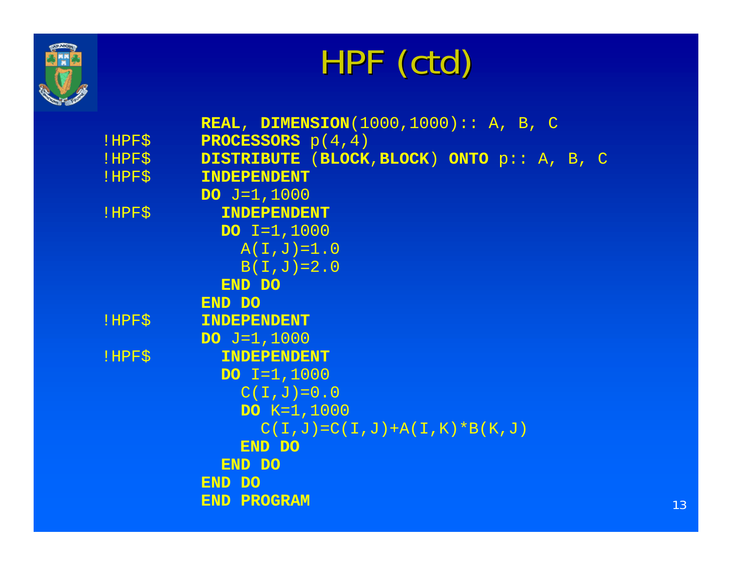# HPF (ctd)

```
         REAL, DIMENSION(1000,1000):: A, B, C
!HPF$    PROCESSORS p(4,4)
!HPF$    DISTRIBUTE (BLOCK,BLOCK) ONTO p:: A, B, C
!HPF$    INDEPENDENT
         DO J=1,1000
!HPF$      INDEPENDENT
           DO I=1,1000
             A(I,J)=1.0
             B(I,J)=2.0
           END DO
         END DO
!HPF$    INDEPENDENT
         DO J=1,1000
!HPF$      INDEPENDENT
           DO I=1,1000
             C(I,J)=0.0
             DO K=1,1000
               C(I,J)=C(I,J)+A(I,K)*B(K,J)
             END DO
           END DO
         END DO
         END PROGRAM
```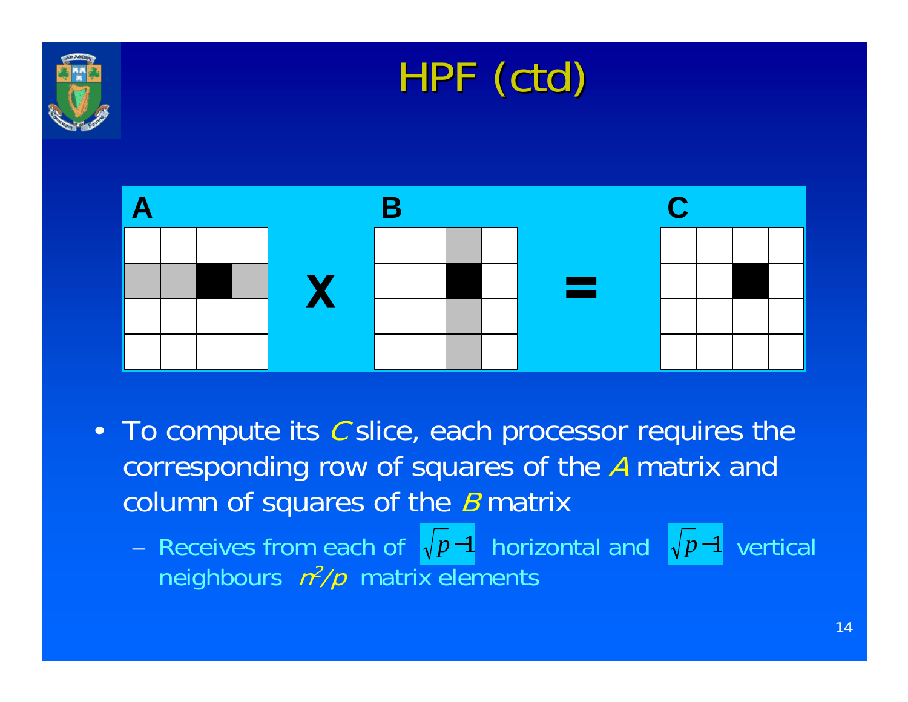# HPF (ctd)

A X B = C

- To compute its *C* slice, each processor requires the corresponding row of squares of the *A* matrix and column of squares of the *B* matrix
  - Receives from each of $\sqrt{p}-1$ horizontal and $\sqrt{p}-1$ vertical neighbours $n^2/p$ matrix elements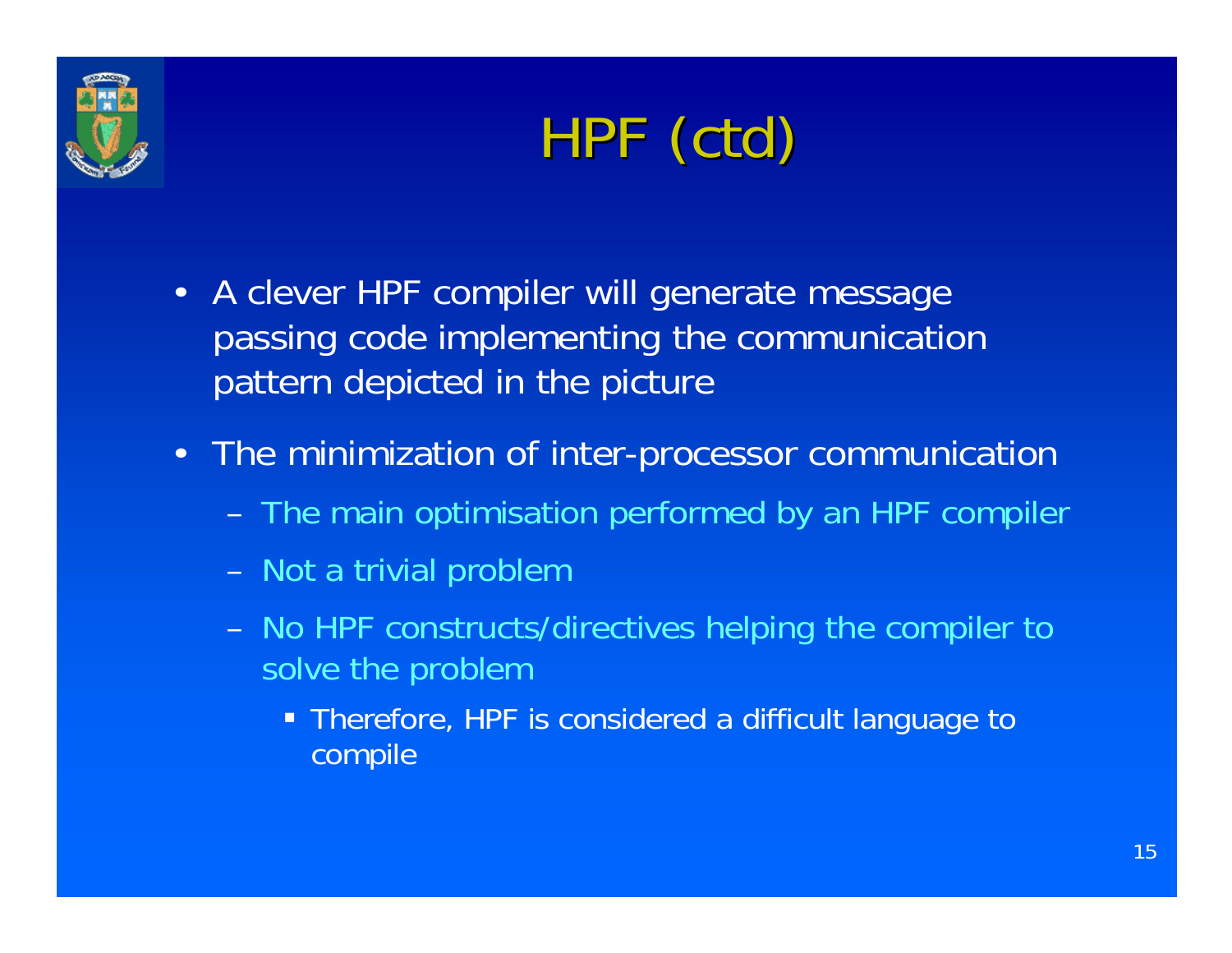# HPF (ctd)

- A clever HPF compiler will generate message passing code implementing the communication pattern depicted in the picture
- The minimization of inter-processor communication
  - The main optimisation performed by an HPF compiler
  - Not a trivial problem
  - No HPF constructs/directives helping the compiler to solve the problem
    - Therefore, HPF is considered a difficult language to compile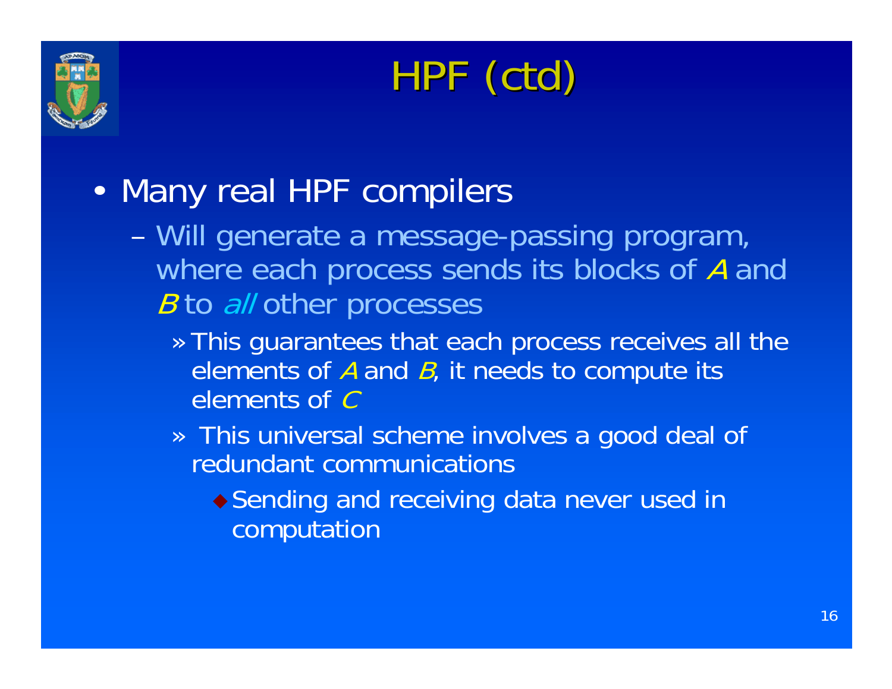# HPF (ctd)

- Many real HPF compilers
  - Will generate a message-passing program, where each process sends its blocks of *A* and *B* to *all* other processes
    - This guarantees that each process receives all the elements of *A* and *B*, it needs to compute its elements of *C*
    - This universal scheme involves a good deal of redundant communications
      - Sending and receiving data never used in computation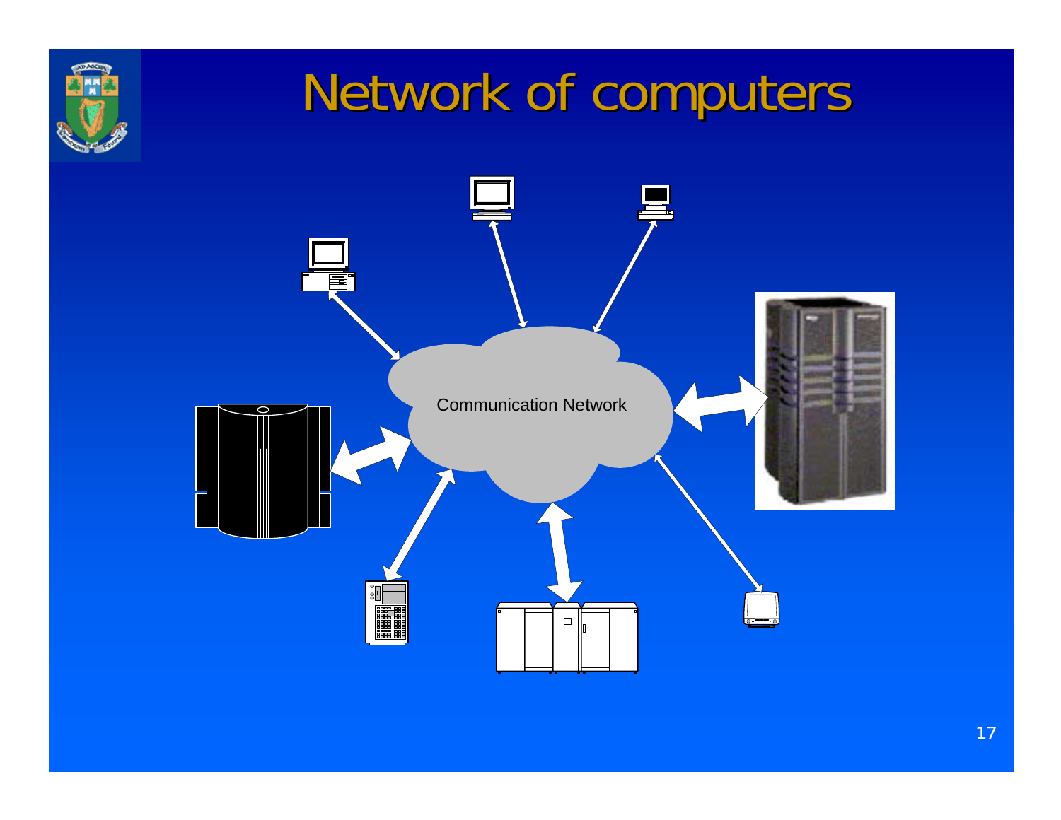# Network of computers

Communication Network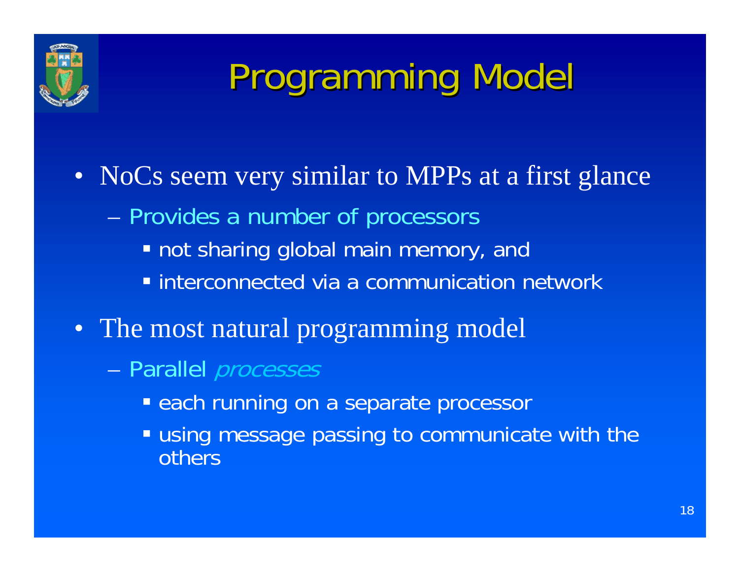# Programming Model

- NoCs seem very similar to MPPs at a first glance
  - Provides a number of processors
    - not sharing global main memory, and
    - interconnected via a communication network
- The most natural programming model
  - Parallel *processes*
    - each running on a separate processor
    - using message passing to communicate with the others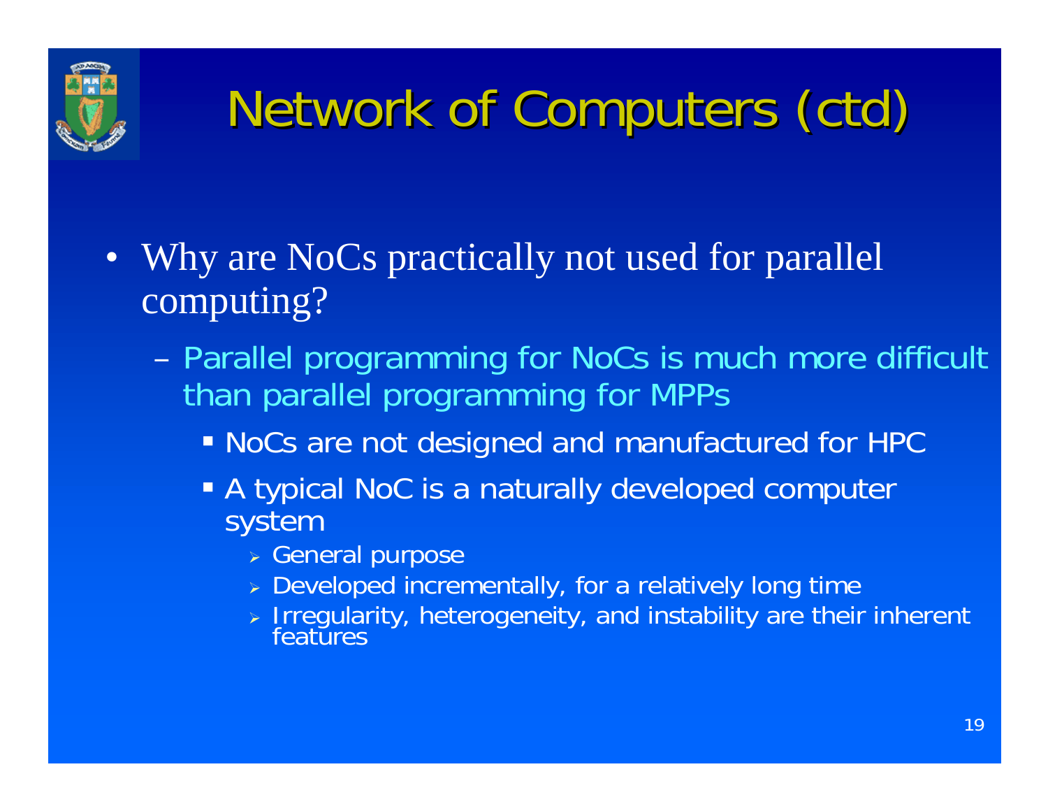# Network of Computers (ctd)

- Why are NoCs practically not used for parallel computing?
  - Parallel programming for NoCs is much more difficult than parallel programming for MPPs
    - NoCs are not designed and manufactured for HPC
    - A typical NoC is a naturally developed computer system
      - General purpose
      - Developed incrementally, for a relatively long time
      - Irregularity, heterogeneity, and instability are their inherent features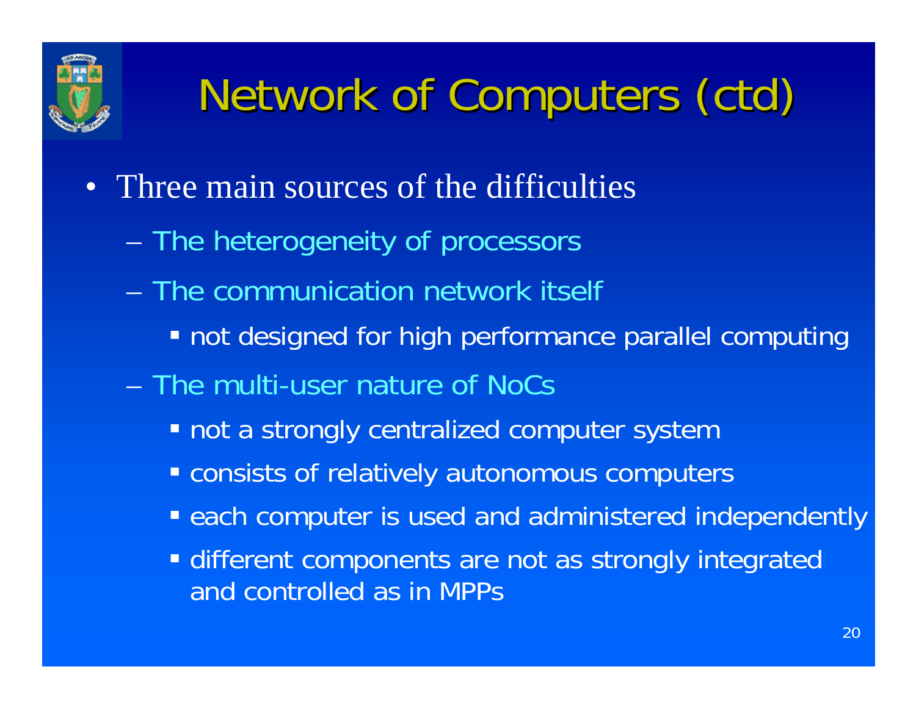# Network of Computers (ctd)

- Three main sources of the difficulties
  - The heterogeneity of processors
  - The communication network itself
    - not designed for high performance parallel computing
  - The multi-user nature of NoCs
    - not a strongly centralized computer system
    - consists of relatively autonomous computers
    - each computer is used and administered independently
    - different components are not as strongly integrated and controlled as in MPPs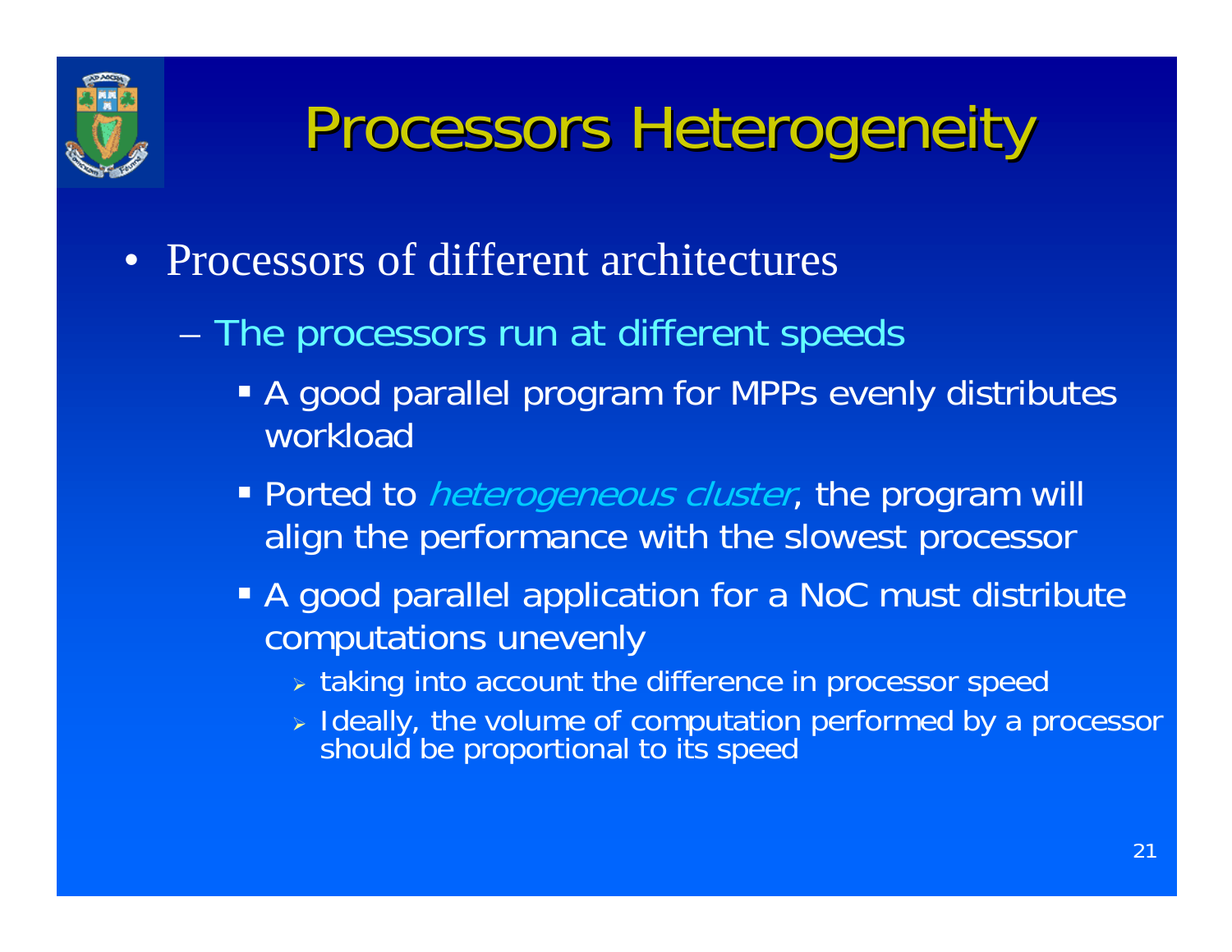# Processors Heterogeneity

- Processors of different architectures
  - The processors run at different speeds
    - A good parallel program for MPPs evenly distributes workload
    - Ported to *heterogeneous cluster*, the program will align the performance with the slowest processor
    - A good parallel application for a NoC must distribute computations unevenly
      - taking into account the difference in processor speed
      - Ideally, the volume of computation performed by a processor should be proportional to its speed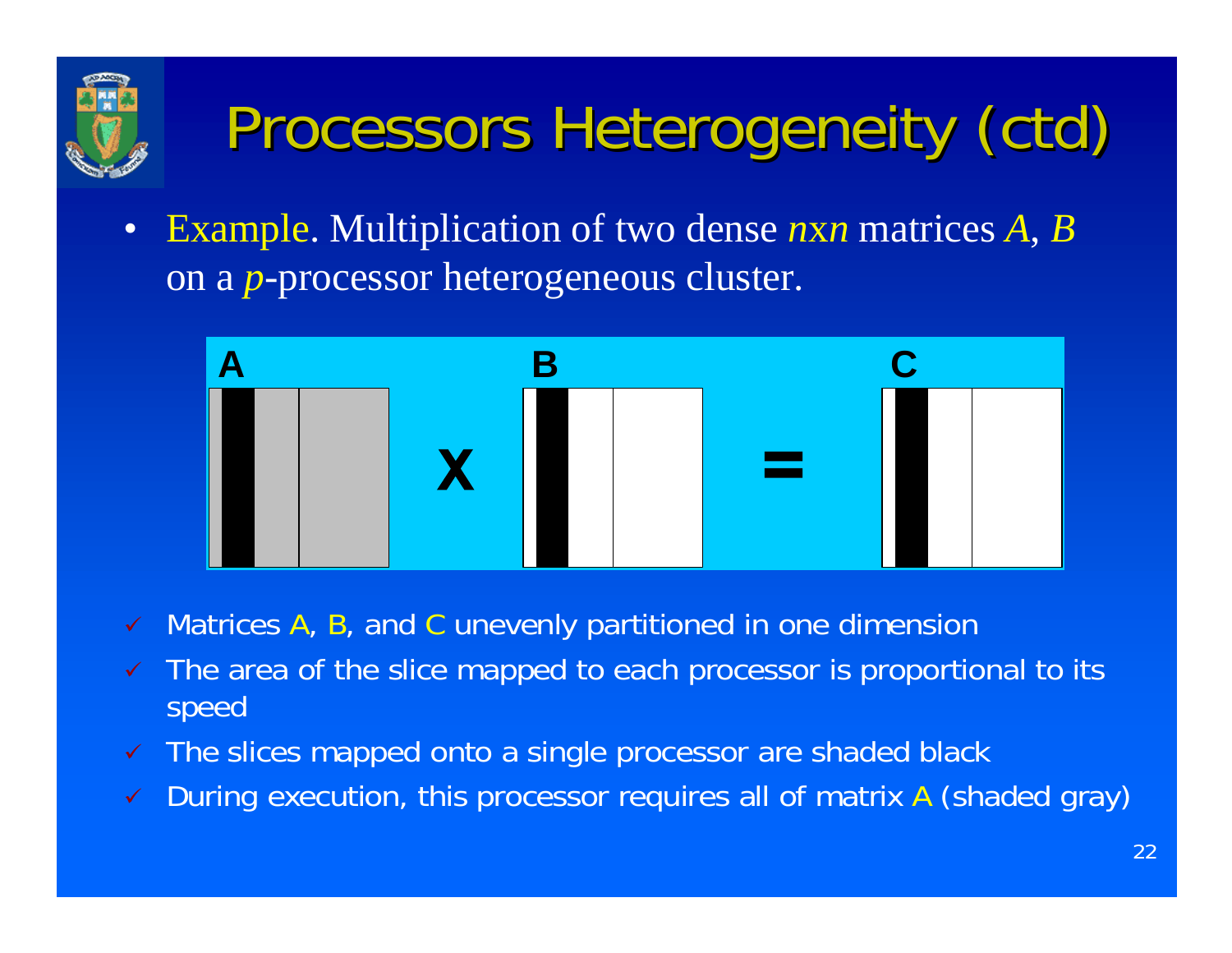# Processors Heterogeneity (ctd)

- Example. Multiplication of two dense *nxn* matrices *A*, *B* on a *p*-processor heterogeneous cluster.

A

X

B

=

C

- ✓ Matrices A, B, and C unevenly partitioned in one dimension
- ✓ The area of the slice mapped to each processor is proportional to its speed
- ✓ The slices mapped onto a single processor are shaded black
- ✓ During execution, this processor requires all of matrix A (shaded gray)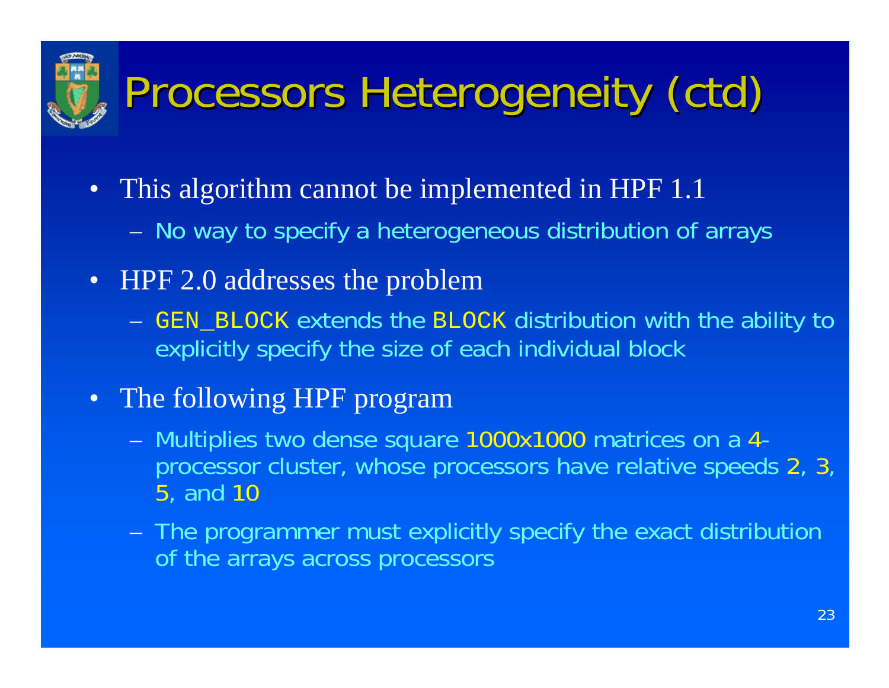# Processors Heterogeneity (ctd)

- This algorithm cannot be implemented in HPF 1.1
  - No way to specify a heterogeneous distribution of arrays
- HPF 2.0 addresses the problem
  - `GEN_BLOCK` extends the `BLOCK` distribution with the ability to explicitly specify the size of each individual block
- The following HPF program
  - Multiplies two dense square 1000x1000 matrices on a 4-processor cluster, whose processors have relative speeds 2, 3, 5, and 10
  - The programmer must explicitly specify the exact distribution of the arrays across processors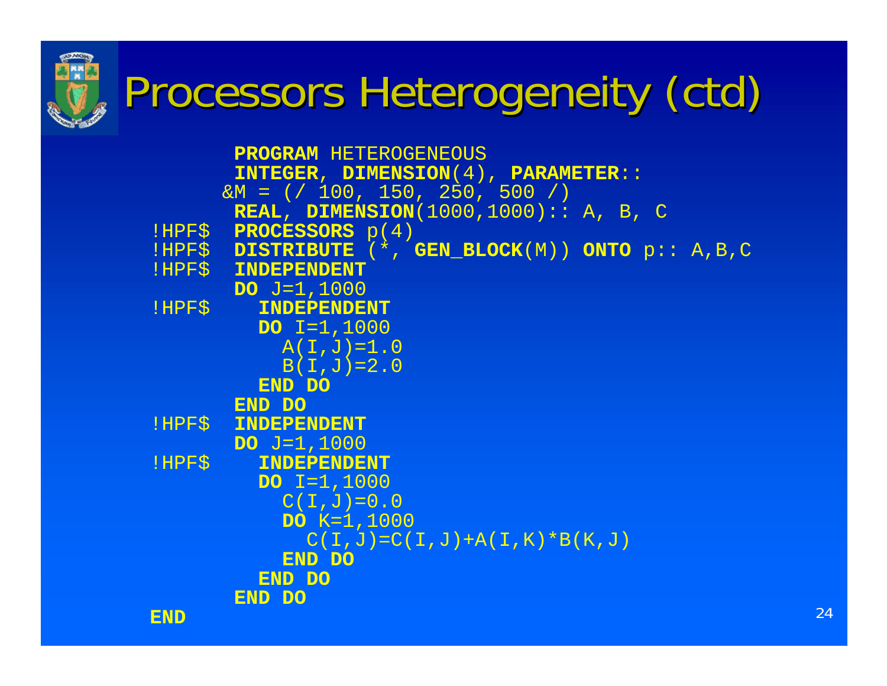# Processors Heterogeneity (ctd)

```
        PROGRAM HETEROGENEOUS
        INTEGER, DIMENSION(4), PARAMETER::
       &M = (/ 100, 150, 250, 500 /)
        REAL, DIMENSION(1000,1000):: A, B, C
!HPF$   PROCESSORS p(4)
!HPF$   DISTRIBUTE (*, GEN_BLOCK(M)) ONTO p:: A,B,C
!HPF$   INDEPENDENT
        DO J=1,1000
!HPF$     INDEPENDENT
          DO I=1,1000
            A(I,J)=1.0
            B(I,J)=2.0
          END DO
        END DO
!HPF$   INDEPENDENT
        DO J=1,1000
!HPF$     INDEPENDENT
          DO I=1,1000
            C(I,J)=0.0
            DO K=1,1000
              C(I,J)=C(I,J)+A(I,K)*B(K,J)
            END DO
          END DO
        END DO
END
```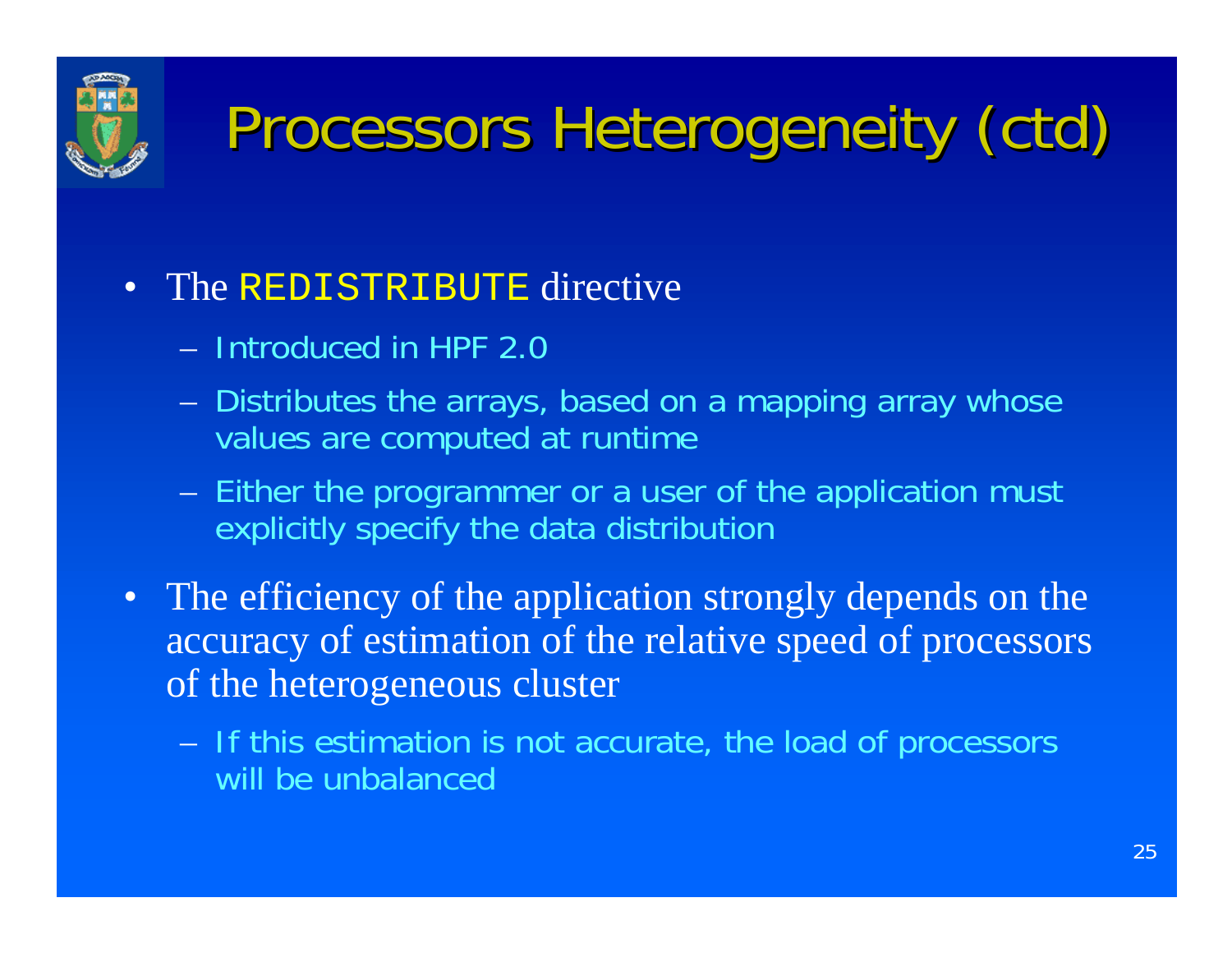# Processors Heterogeneity (ctd)

- The `REDISTRIBUTE` directive
  - Introduced in HPF 2.0
  - Distributes the arrays, based on a mapping array whose values are computed at runtime
  - Either the programmer or a user of the application must explicitly specify the data distribution
- The efficiency of the application strongly depends on the accuracy of estimation of the relative speed of processors of the heterogeneous cluster
  - If this estimation is not accurate, the load of processors will be unbalanced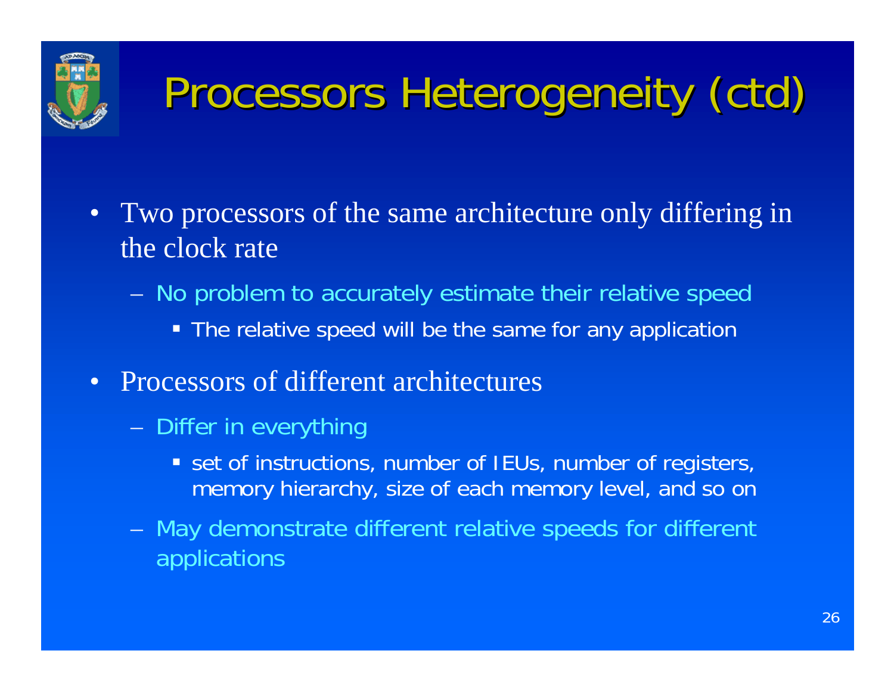# Processors Heterogeneity (ctd)

- Two processors of the same architecture only differing in the clock rate
  - No problem to accurately estimate their relative speed
    - The relative speed will be the same for any application
- Processors of different architectures
  - Differ in everything
    - set of instructions, number of IEUs, number of registers, memory hierarchy, size of each memory level, and so on
  - May demonstrate different relative speeds for different applications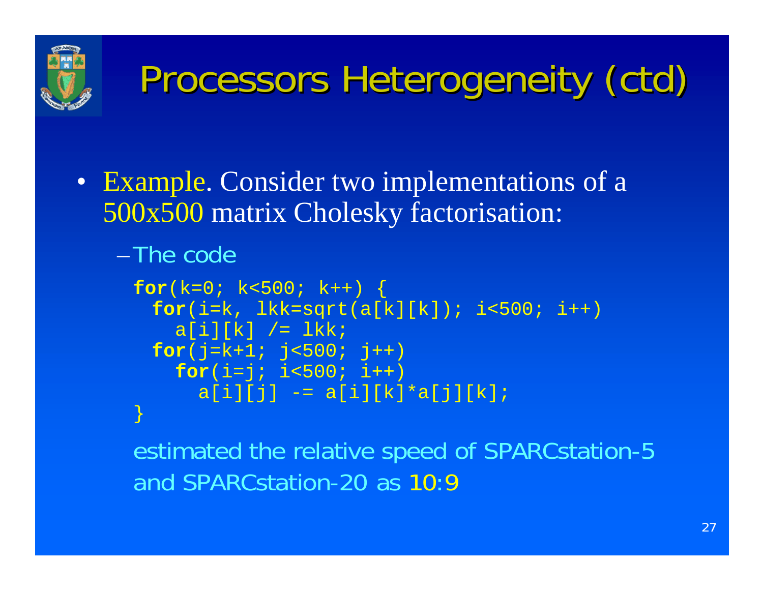# Processors Heterogeneity (ctd)

- Example. Consider two implementations of a 500x500 matrix Cholesky factorisation:
  - The code

```
for(k=0; k<500; k++) {
  for(i=k, lkk=sqrt(a[k][k]); i<500; i++)
    a[i][k] /= lkk;
  for(j=k+1; j<500; j++)
    for(i=j; i<500; i++)
      a[i][j] -= a[i][k]*a[j][k];
}
```

    estimated the relative speed of SPARCstation-5 and SPARCstation-20 as 10:9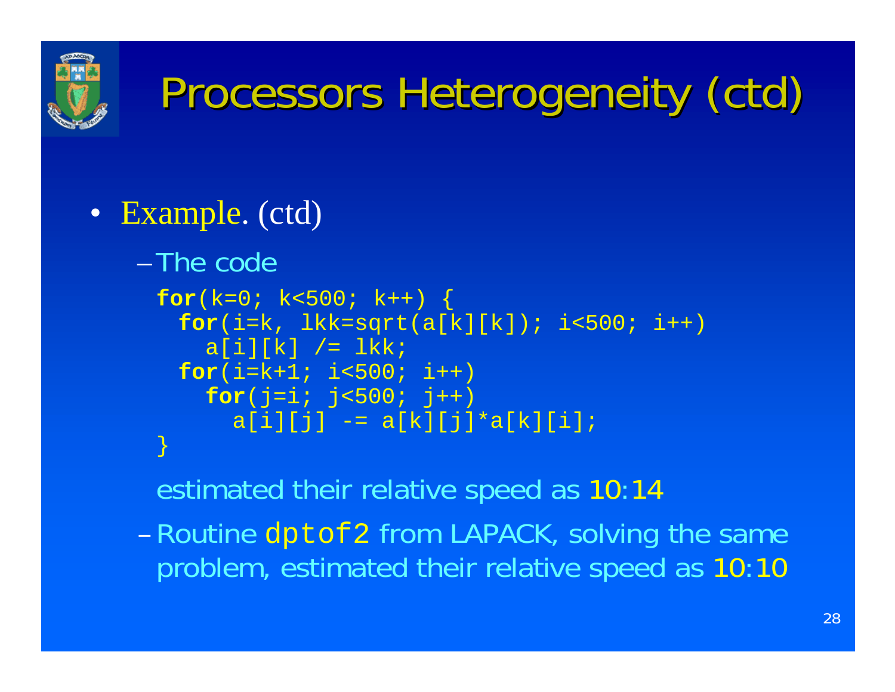# Processors Heterogeneity (ctd)

- Example. (ctd)
  - The code

```
for(k=0; k<500; k++) {
  for(i=k, lkk=sqrt(a[k][k]); i<500; i++)
    a[i][k] /= lkk;
  for(i=k+1; i<500; i++)
    for(j=i; j<500; j++)
      a[i][j] -= a[k][j]*a[k][i];
}
```

    estimated their relative speed as 10:14

  - Routine `dptof2` from LAPACK, solving the same problem, estimated their relative speed as 10:10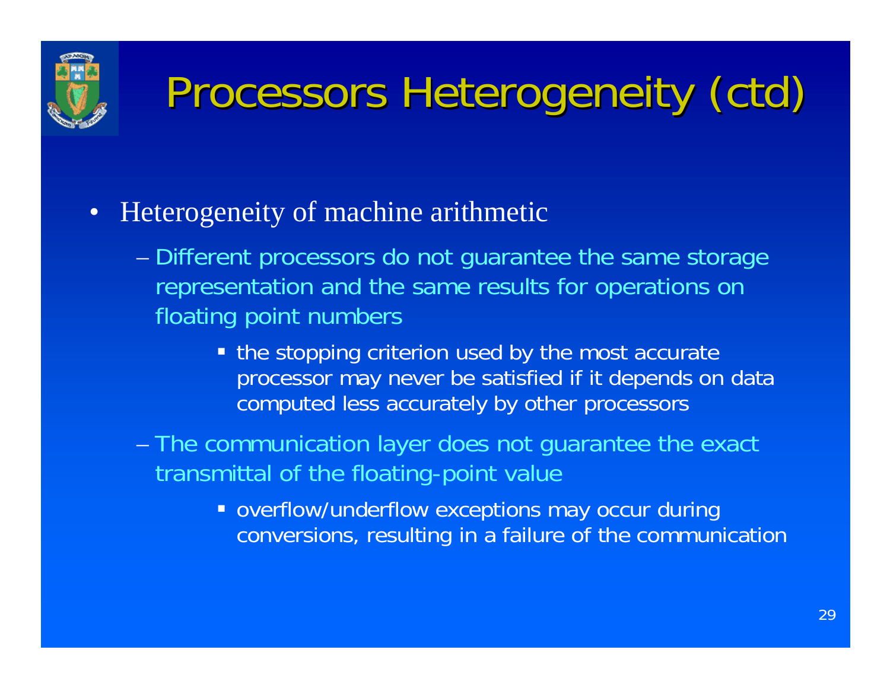# Processors Heterogeneity (ctd)

- Heterogeneity of machine arithmetic
  - Different processors do not guarantee the same storage representation and the same results for operations on floating point numbers
    - the stopping criterion used by the most accurate processor may never be satisfied if it depends on data computed less accurately by other processors
  - The communication layer does not guarantee the exact transmittal of the floating-point value
    - overflow/underflow exceptions may occur during conversions, resulting in a failure of the communication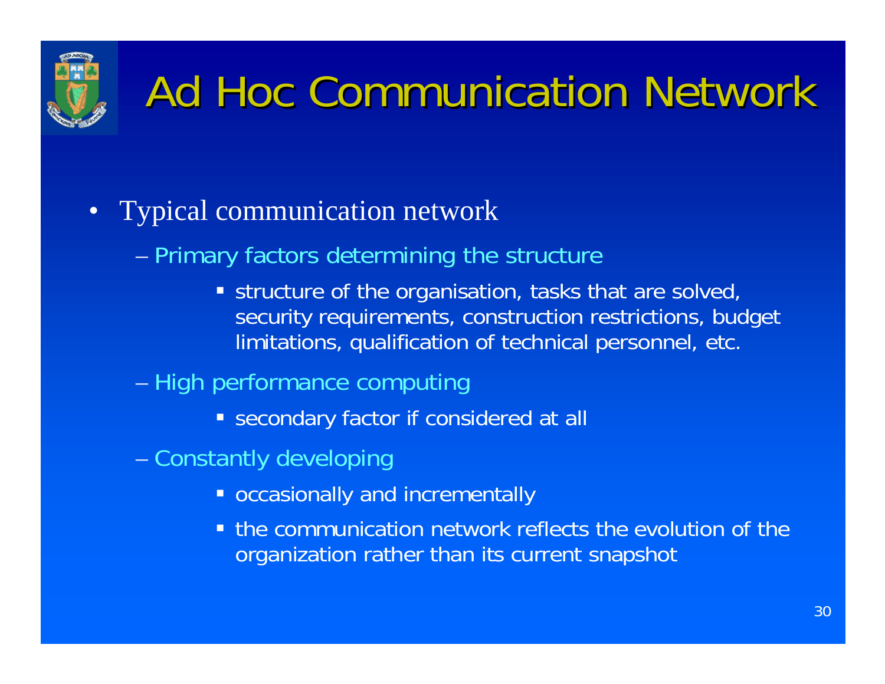# Ad Hoc Communication Network

- Typical communication network
  - Primary factors determining the structure
    - structure of the organisation, tasks that are solved, security requirements, construction restrictions, budget limitations, qualification of technical personnel, etc.
  - High performance computing
    - secondary factor if considered at all
  - Constantly developing
    - occasionally and incrementally
    - the communication network reflects the evolution of the organization rather than its current snapshot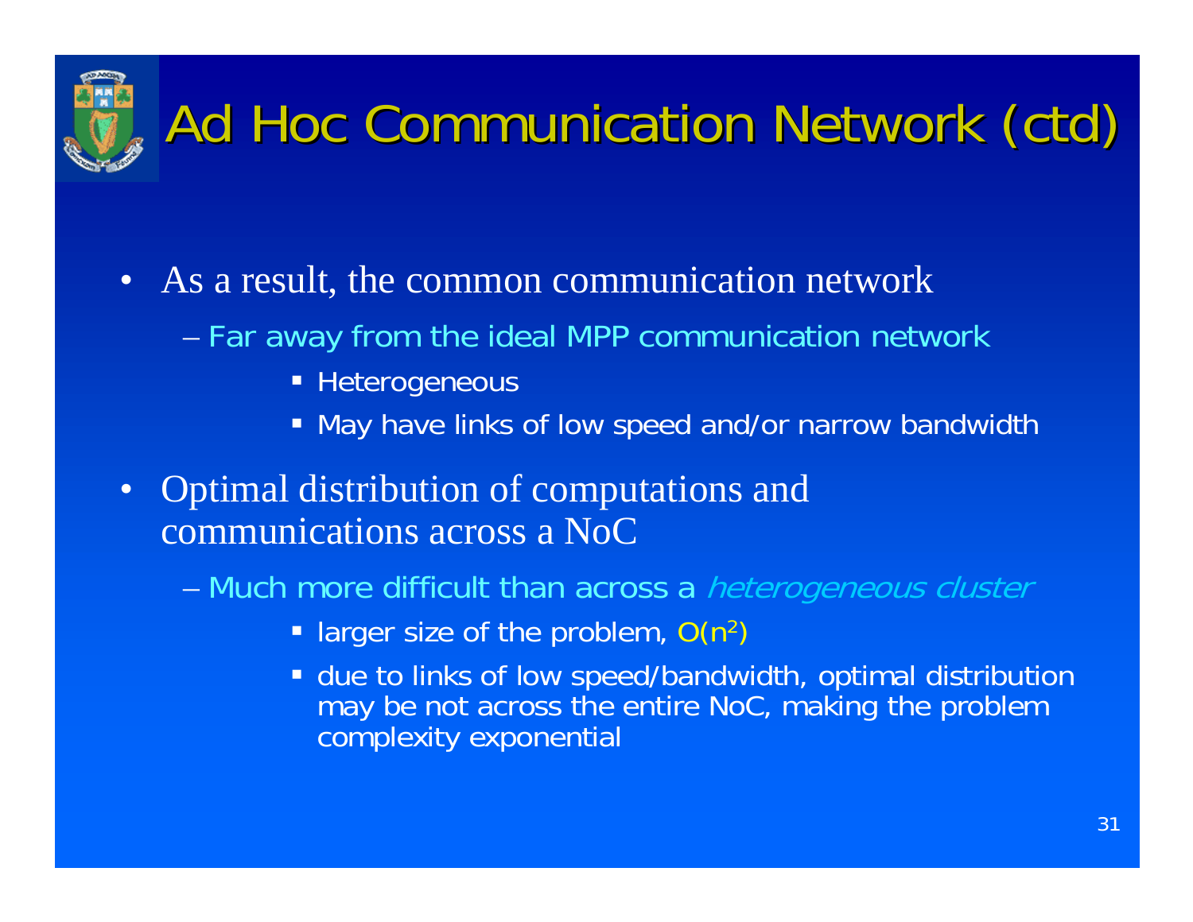# Ad Hoc Communication Network (ctd)

- As a result, the common communication network
  - Far away from the ideal MPP communication network
    - Heterogeneous
    - May have links of low speed and/or narrow bandwidth
- Optimal distribution of computations and communications across a NoC
  - Much more difficult than across a *heterogeneous cluster*
    - larger size of the problem, $O(n^2)$
    - due to links of low speed/bandwidth, optimal distribution may be not across the entire NoC, making the problem complexity exponential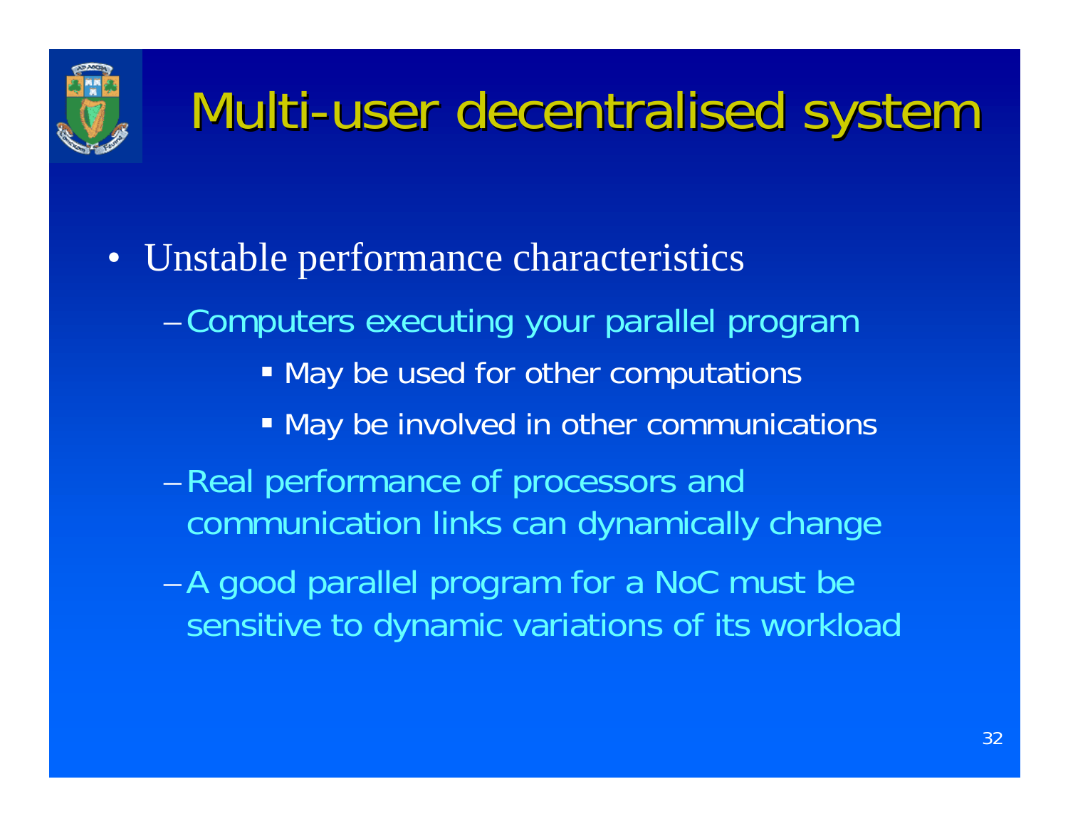# Multi-user decentralised system

- Unstable performance characteristics
  - Computers executing your parallel program
    - May be used for other computations
    - May be involved in other communications
  - Real performance of processors and communication links can dynamically change
  - A good parallel program for a NoC must be sensitive to dynamic variations of its workload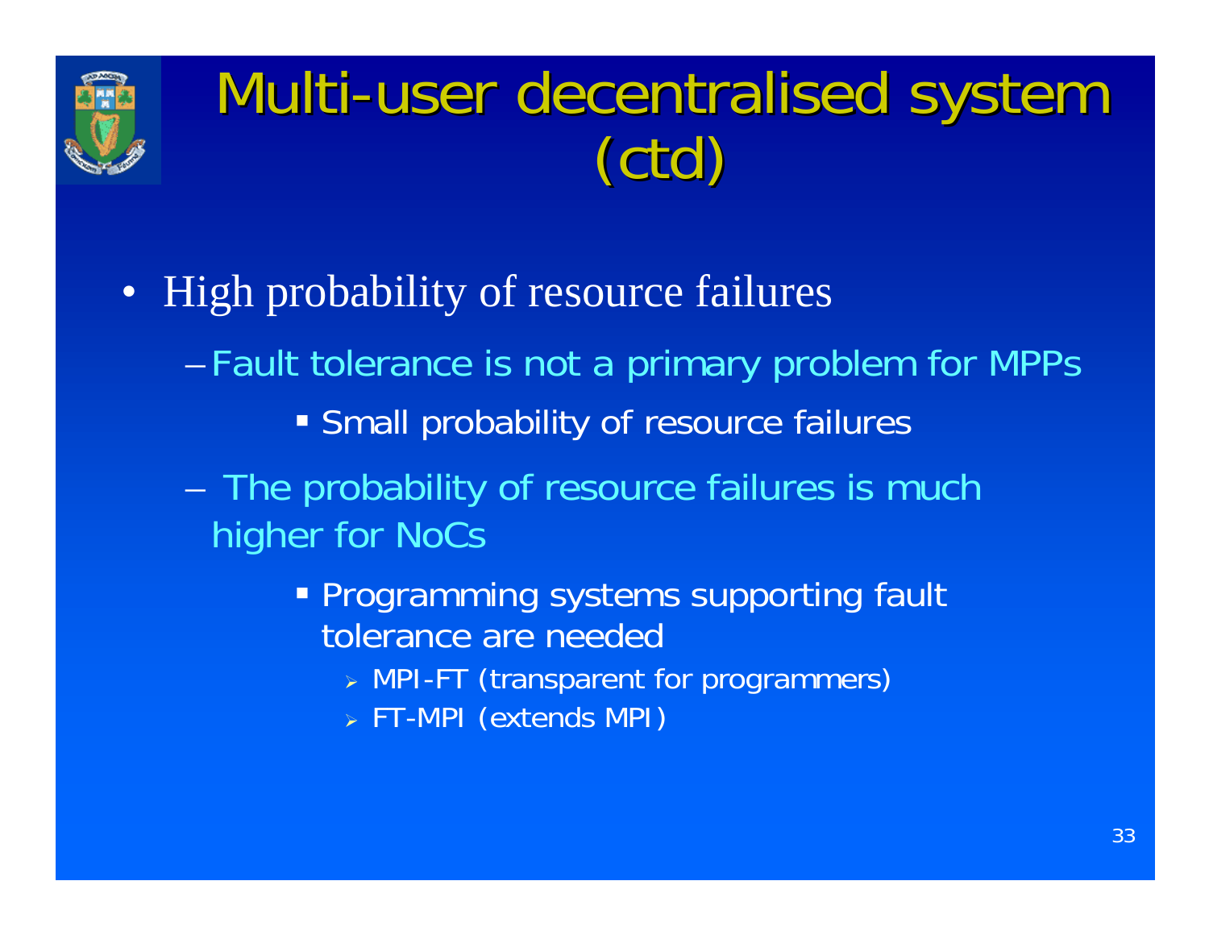# Multi-user decentralised system (ctd)

- High probability of resource failures
  - Fault tolerance is not a primary problem for MPPs
    - Small probability of resource failures
  - The probability of resource failures is much higher for NoCs
    - Programming systems supporting fault tolerance are needed
      - MPI-FT (transparent for programmers)
      - FT-MPI (extends MPI)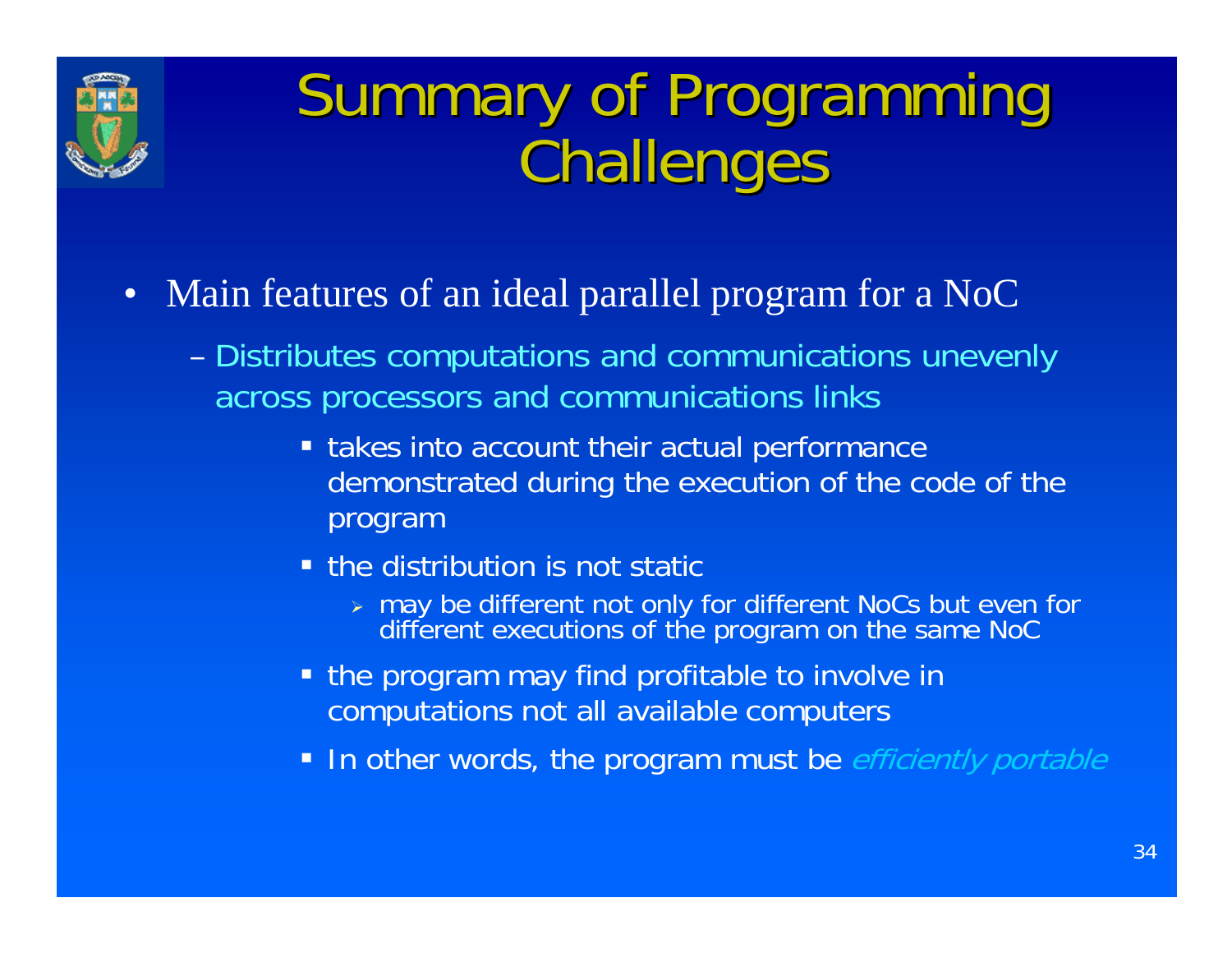# Summary of Programming Challenges

- Main features of an ideal parallel program for a NoC
  - Distributes computations and communications unevenly across processors and communications links
    - takes into account their actual performance demonstrated during the execution of the code of the program
    - the distribution is not static
      - may be different not only for different NoCs but even for different executions of the program on the same NoC
    - the program may find profitable to involve in computations not all available computers
    - In other words, the program must be *efficiently portable*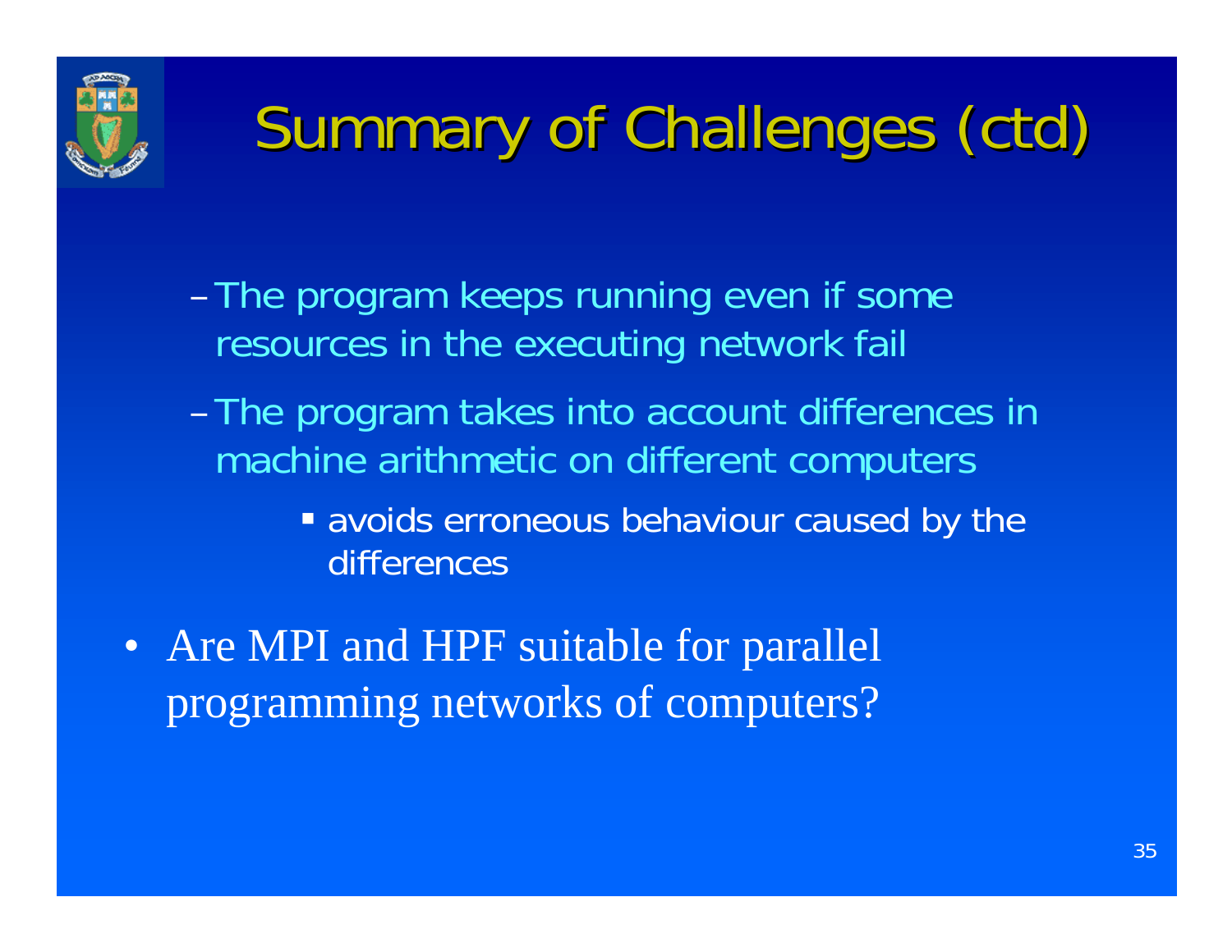# Summary of Challenges (ctd)

- The program keeps running even if some resources in the executing network fail
- The program takes into account differences in machine arithmetic on different computers
  - avoids erroneous behaviour caused by the differences

- Are MPI and HPF suitable for parallel programming networks of computers?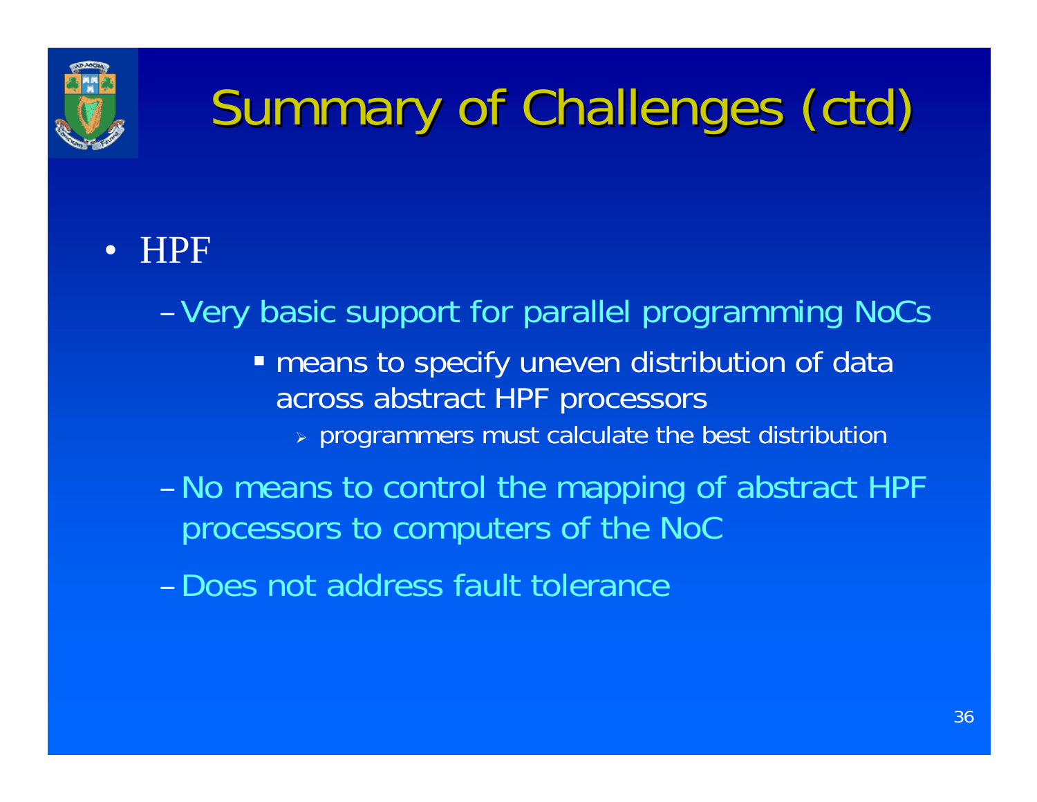# Summary of Challenges (ctd)

- HPF
  - Very basic support for parallel programming NoCs
    - means to specify uneven distribution of data across abstract HPF processors
      - programmers must calculate the best distribution
  - No means to control the mapping of abstract HPF processors to computers of the NoC
  - Does not address fault tolerance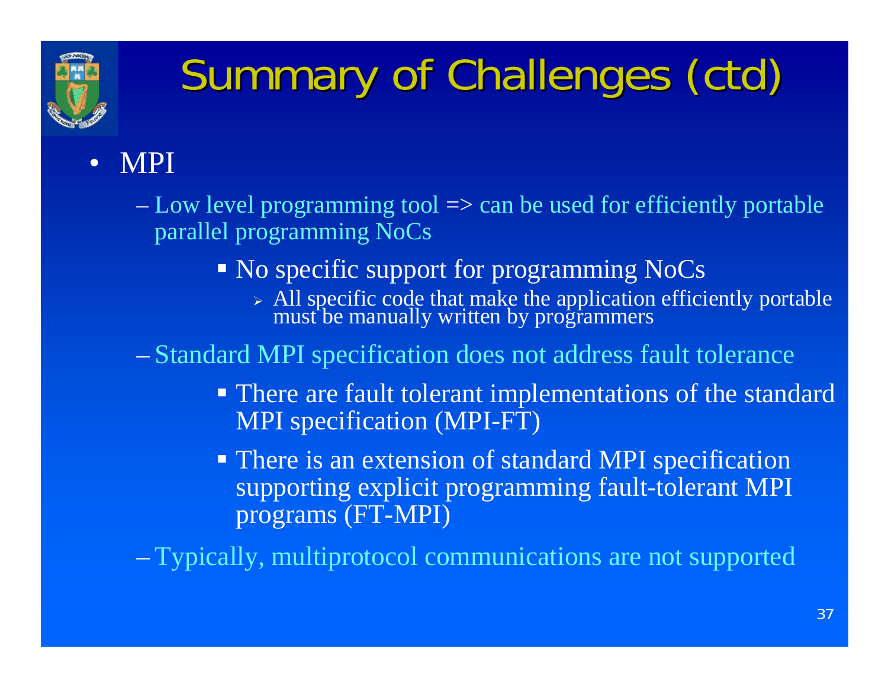# Summary of Challenges (ctd)

- MPI
  - Low level programming tool => can be used for efficiently portable parallel programming NoCs
    - No specific support for programming NoCs
      - All specific code that make the application efficiently portable must be manually written by programmers
  - Standard MPI specification does not address fault tolerance
    - There are fault tolerant implementations of the standard MPI specification (MPI-FT)
    - There is an extension of standard MPI specification supporting explicit programming fault-tolerant MPI programs (FT-MPI)
  - Typically, multiprotocol communications are not supported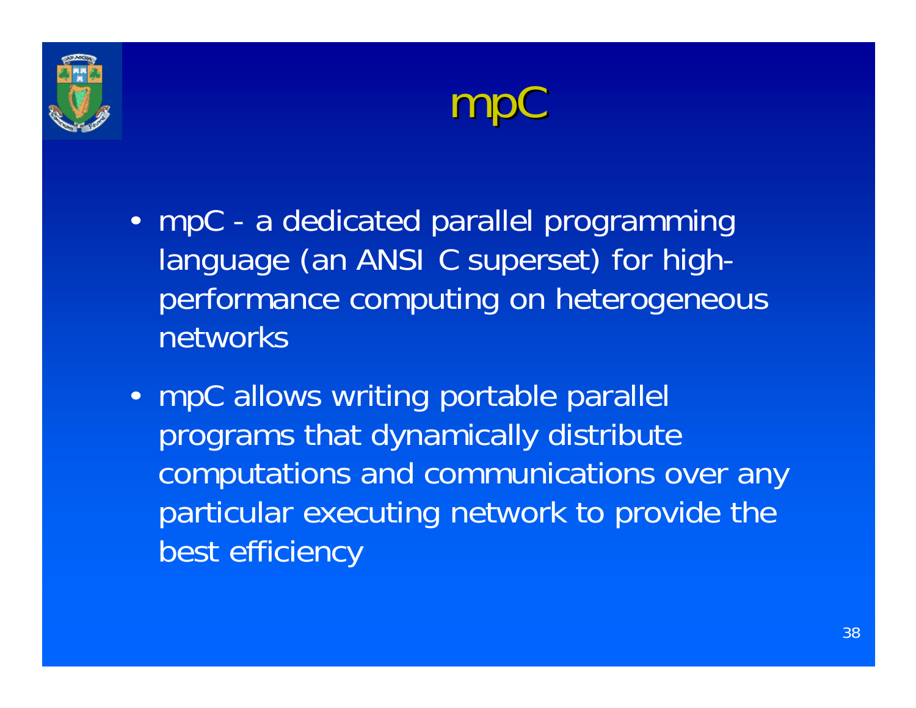# mpC

- mpC - a dedicated parallel programming language (an ANSI C superset) for high-performance computing on heterogeneous networks
- mpC allows writing portable parallel programs that dynamically distribute computations and communications over any particular executing network to provide the best efficiency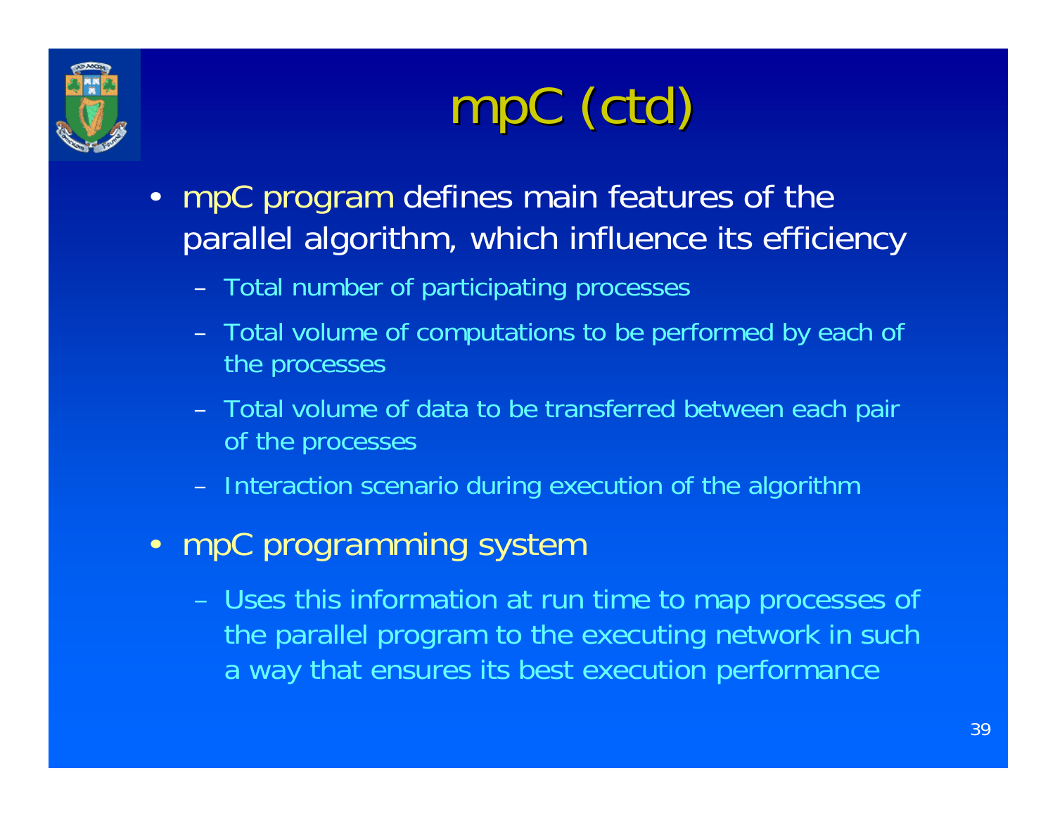# mpC (ctd)

- mpC program defines main features of the parallel algorithm, which influence its efficiency
  - Total number of participating processes
  - Total volume of computations to be performed by each of the processes
  - Total volume of data to be transferred between each pair of the processes
  - Interaction scenario during execution of the algorithm
- mpC programming system
  - Uses this information at run time to map processes of the parallel program to the executing network in such a way that ensures its best execution performance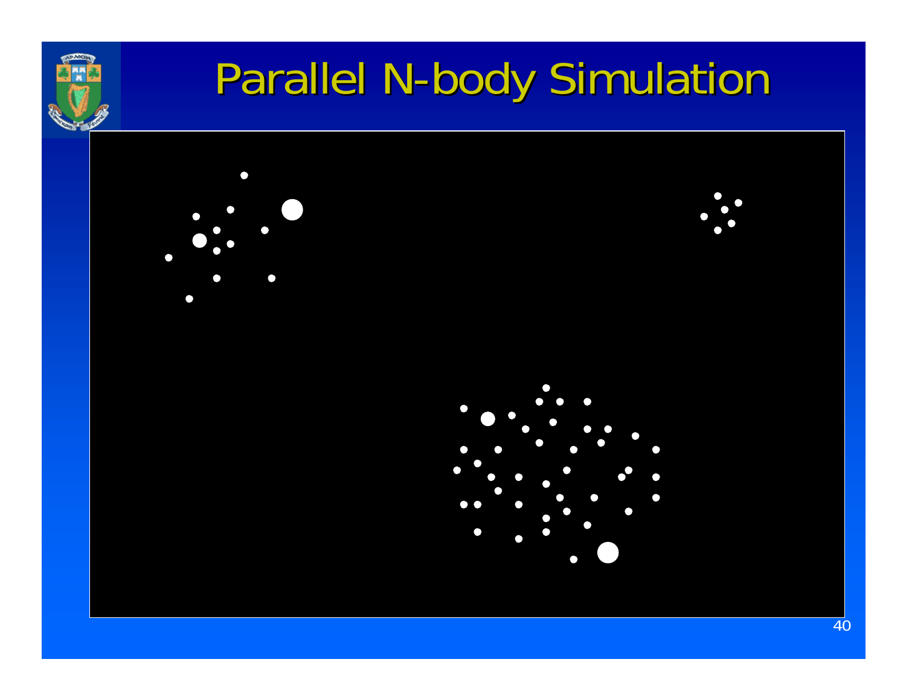# Parallel N-body Simulation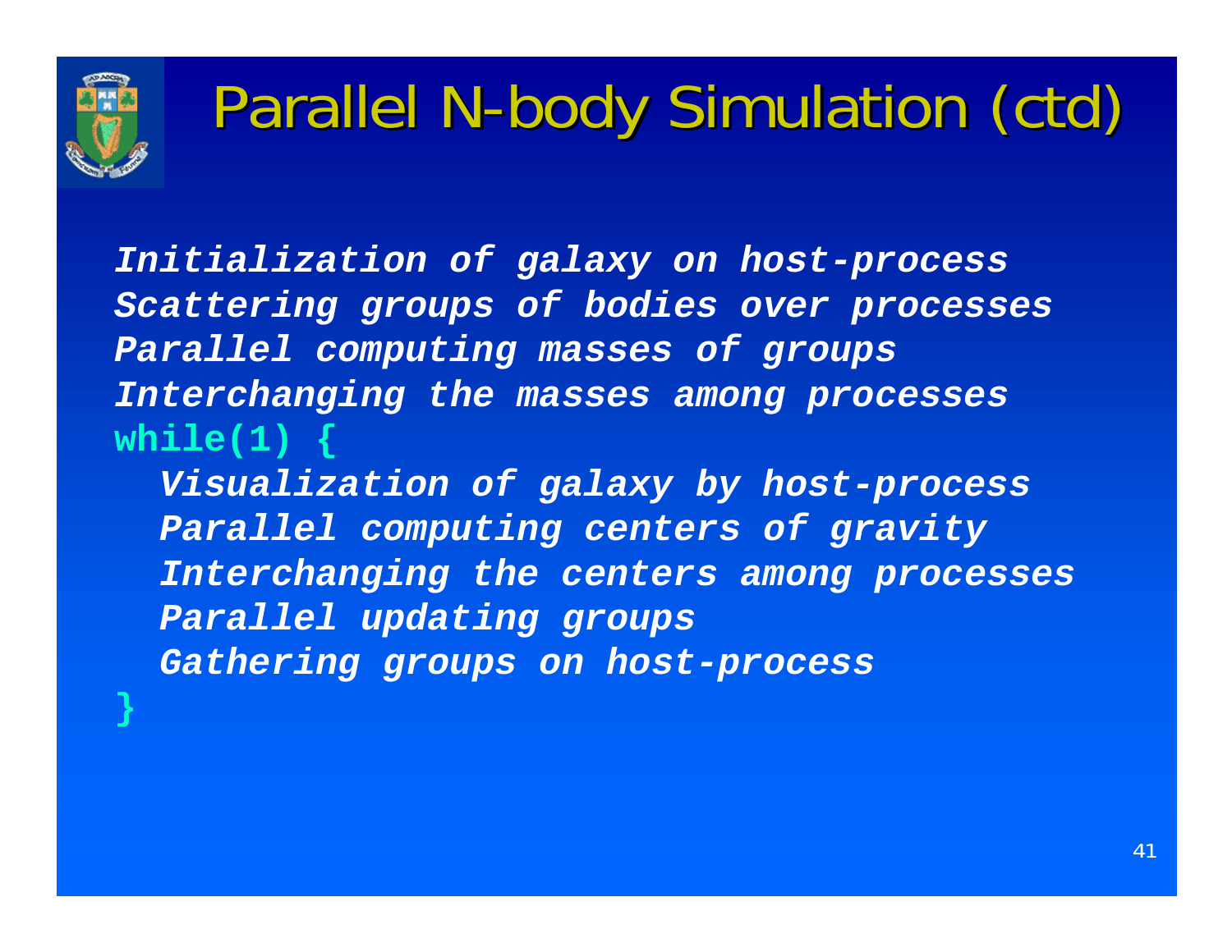# Parallel N-body Simulation (ctd)

```
Initialization of galaxy on host-process
Scattering groups of bodies over processes
Parallel computing masses of groups
Interchanging the masses among processes
while(1) {
  Visualization of galaxy by host-process
  Parallel computing centers of gravity
  Interchanging the centers among processes
  Parallel updating groups
  Gathering groups on host-process
}
```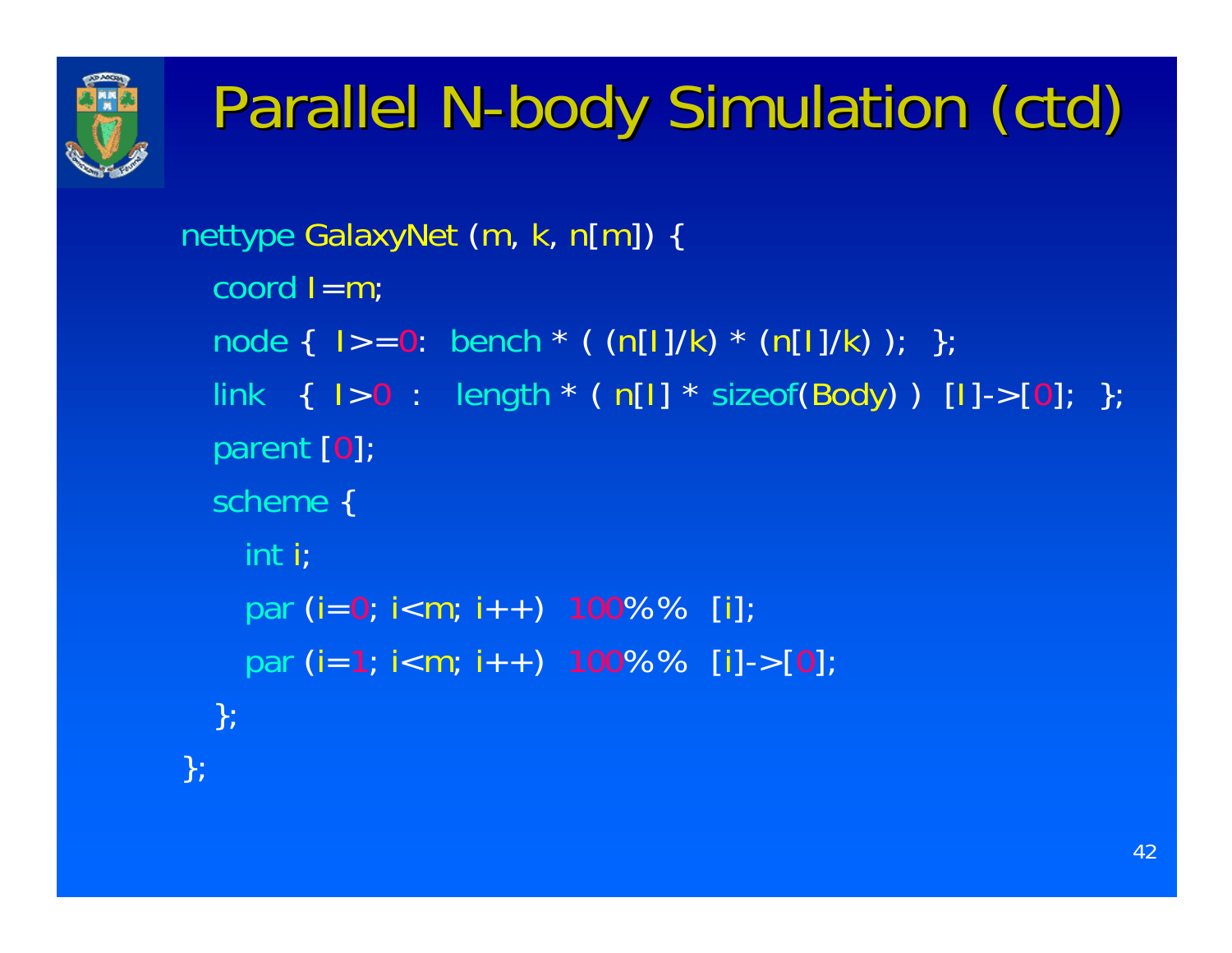# Parallel N-body Simulation (ctd)

```
nettype GalaxyNet (m, k, n[m]) {
  coord I=m;
  node { I>=0:  bench * ( (n[I]/k) * (n[I]/k) );  };
  link  { I>0  :   length * ( n[I] * sizeof(Body) )  [I]->[0];  };
  parent [0];
  scheme {
    int i;
    par (i=0; i<m; i++)  100%%  [i];
    par (i=1; i<m; i++)  100%%  [i]->[0];
  };
};
```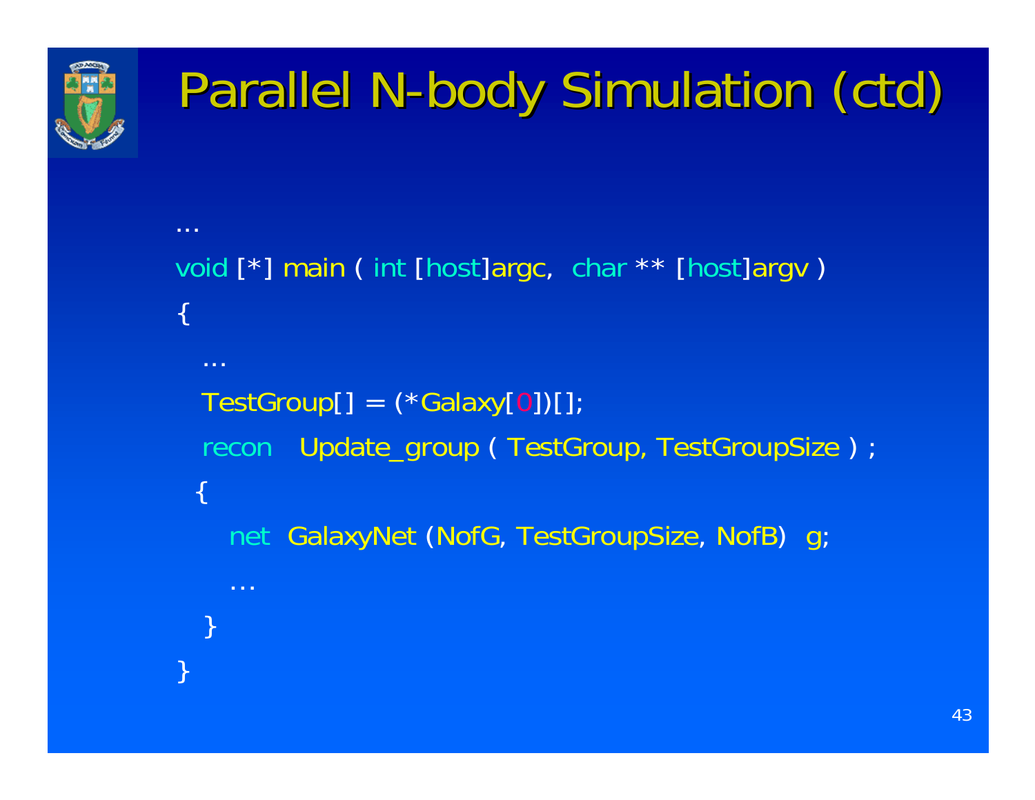# Parallel N-body Simulation (ctd)

```
…
void [*] main ( int [host]argc,  char ** [host]argv )
{
  …
  TestGroup[] = (*Galaxy[0])[];
  recon   Update_group ( TestGroup, TestGroupSize ) ;
  {
    net  GalaxyNet (NofG, TestGroupSize, NofB)  g;
    …
  }
}
```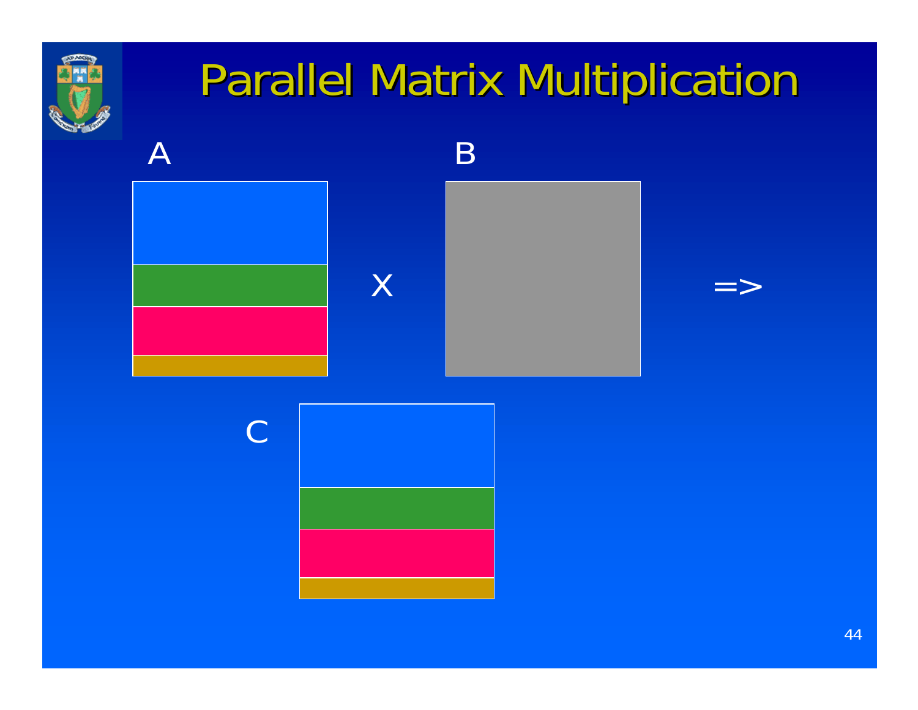# Parallel Matrix Multiplication

A

X

B

=>

C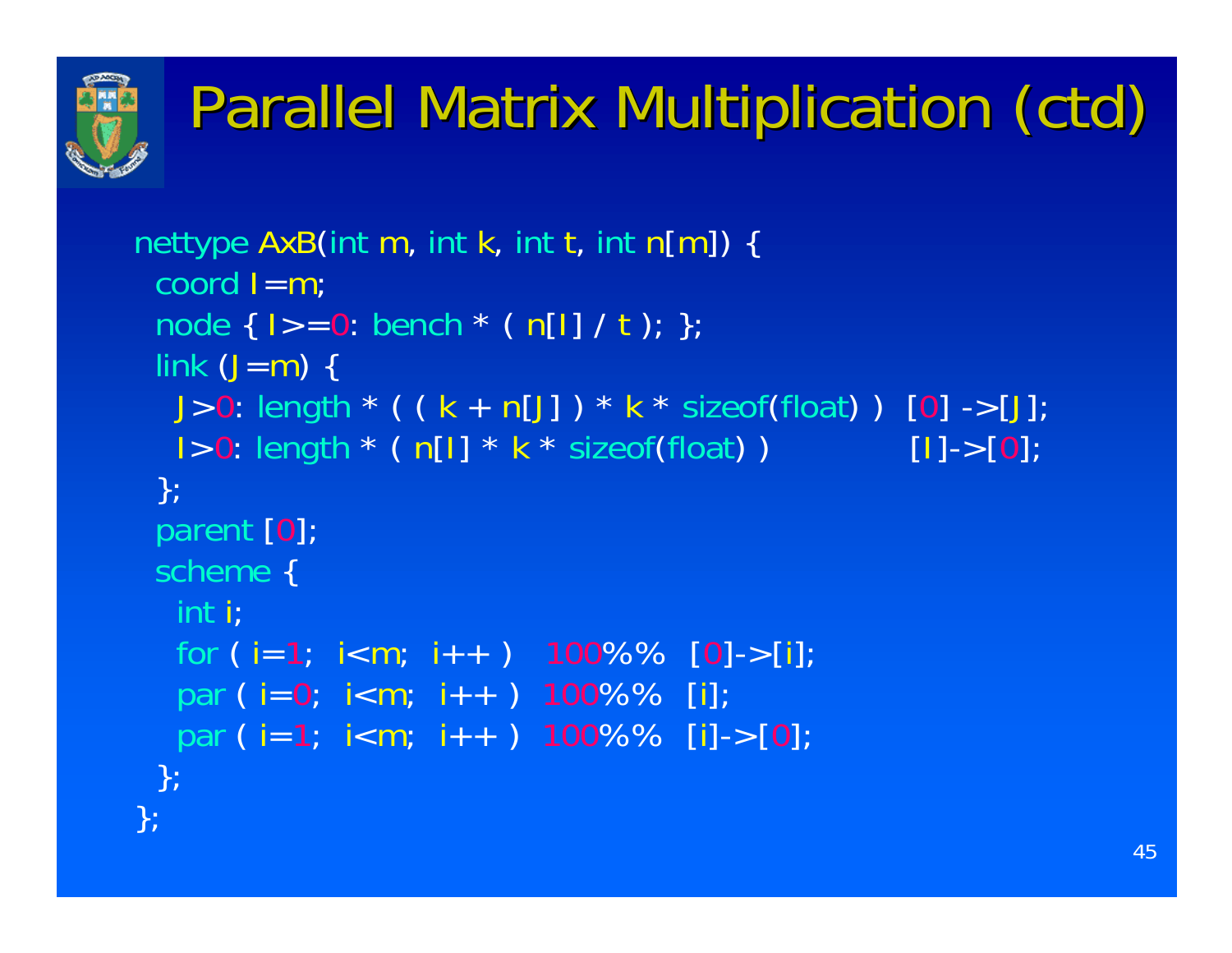# Parallel Matrix Multiplication (ctd)

```
nettype AxB(int m, int k, int t, int n[m]) {
  coord I=m;
  node { I>=0: bench * ( n[I] / t ); };
  link (J=m) {
    J>0: length * ( ( k + n[J] ) * k * sizeof(float) )  [0] ->[J];
    I>0: length * ( n[I] * k * sizeof(float) )           [I]->[0];
  };
  parent [0];
  scheme {
    int i;
    for ( i=1;  i<m;  i++ )   100%%  [0]->[i];
    par ( i=0;  i<m;  i++ )  100%%  [i];
    par ( i=1;  i<m;  i++ )  100%%  [i]->[0];
  };
};
```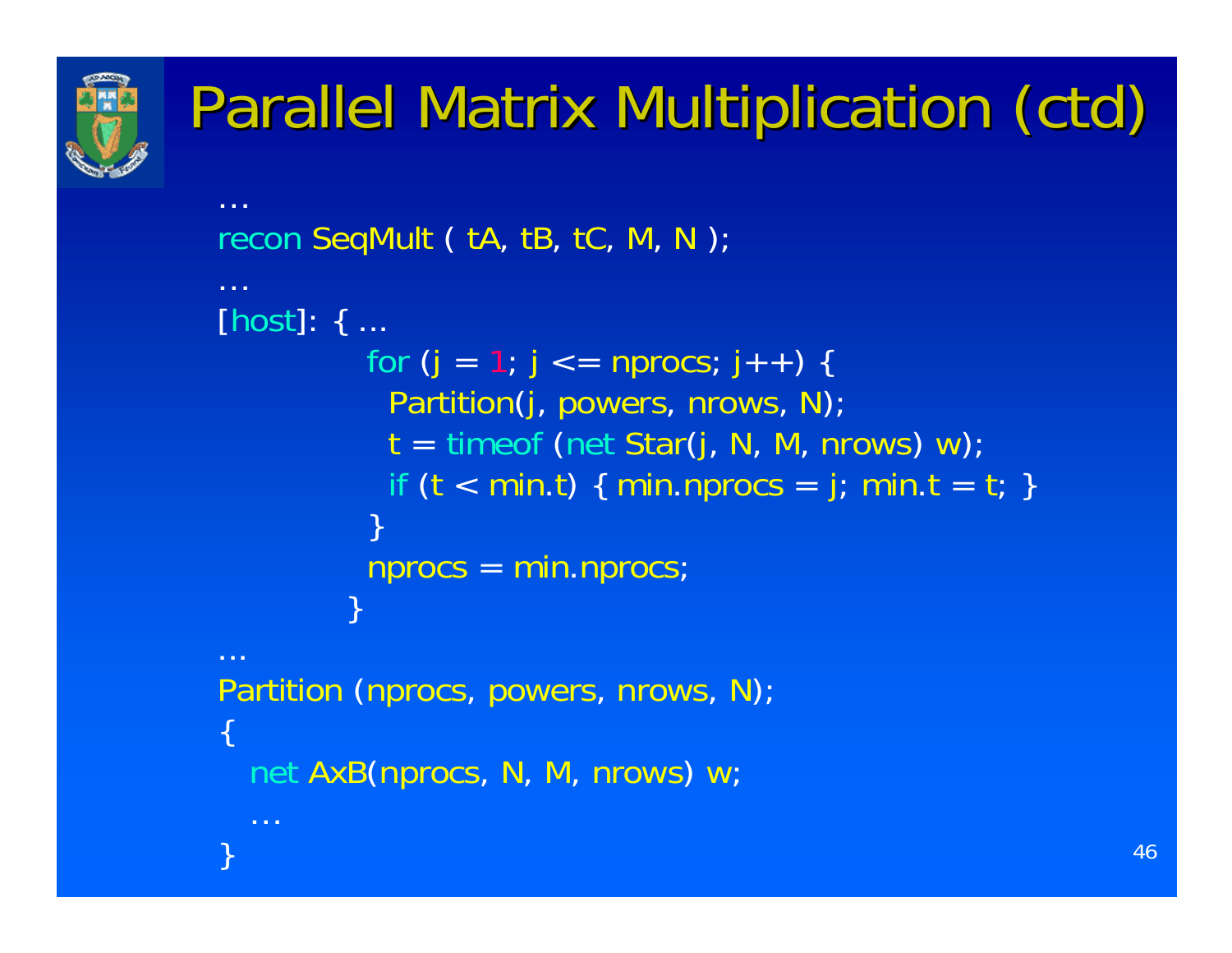# Parallel Matrix Multiplication (ctd)

```
…
recon SeqMult ( tA, tB, tC, M, N );
…
[host]: { …
          for (j = 1; j <= nprocs; j++) {
            Partition(j, powers, nrows, N);
            t = timeof (net Star(j, N, M, nrows) w);
            if (t < min.t) { min.nprocs = j; min.t = t; }
          }
          nprocs = min.nprocs;
        }
…
Partition (nprocs, powers, nrows, N);
{
  net AxB(nprocs, N, M, nrows) w;
  …
}
```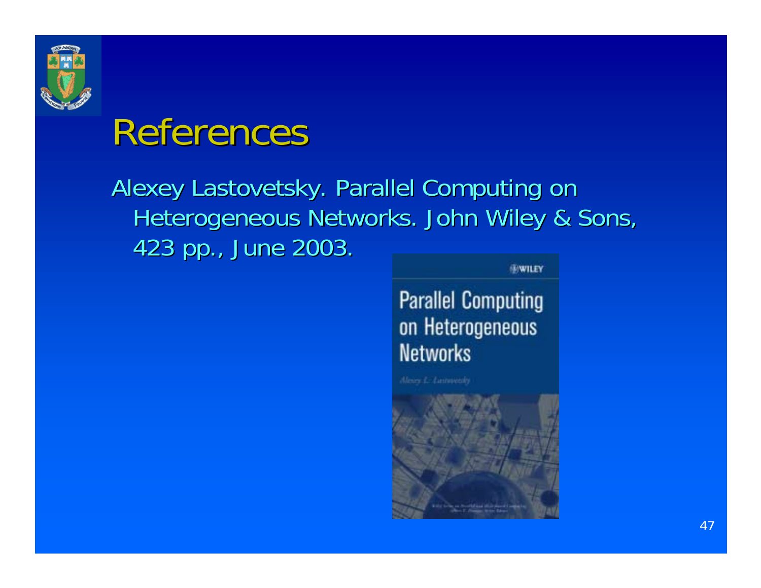# References

Alexey Lastovetsky. Parallel Computing on Heterogeneous Networks. John Wiley & Sons, 423 pp., June 2003.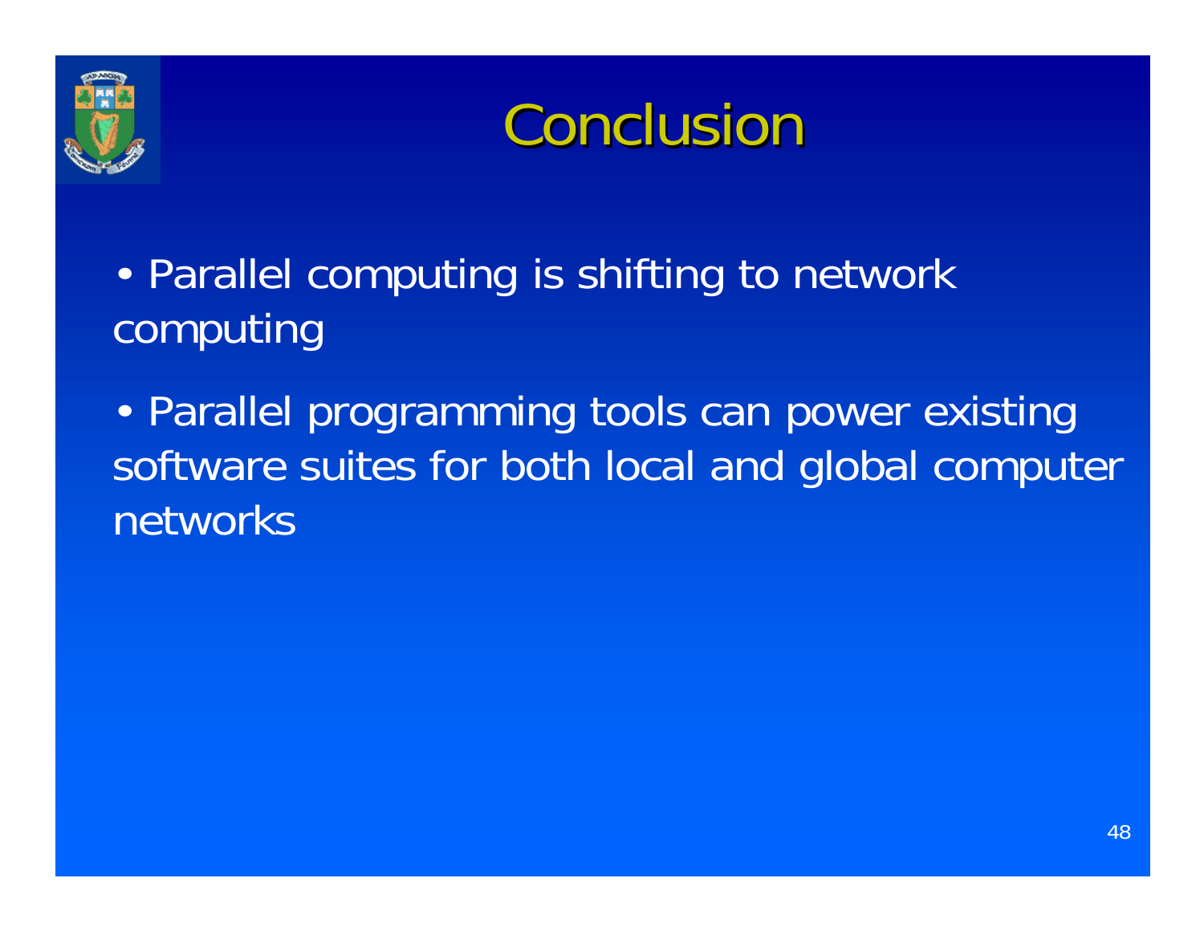# Conclusion

- Parallel computing is shifting to network computing
- Parallel programming tools can power existing software suites for both local and global computer networks